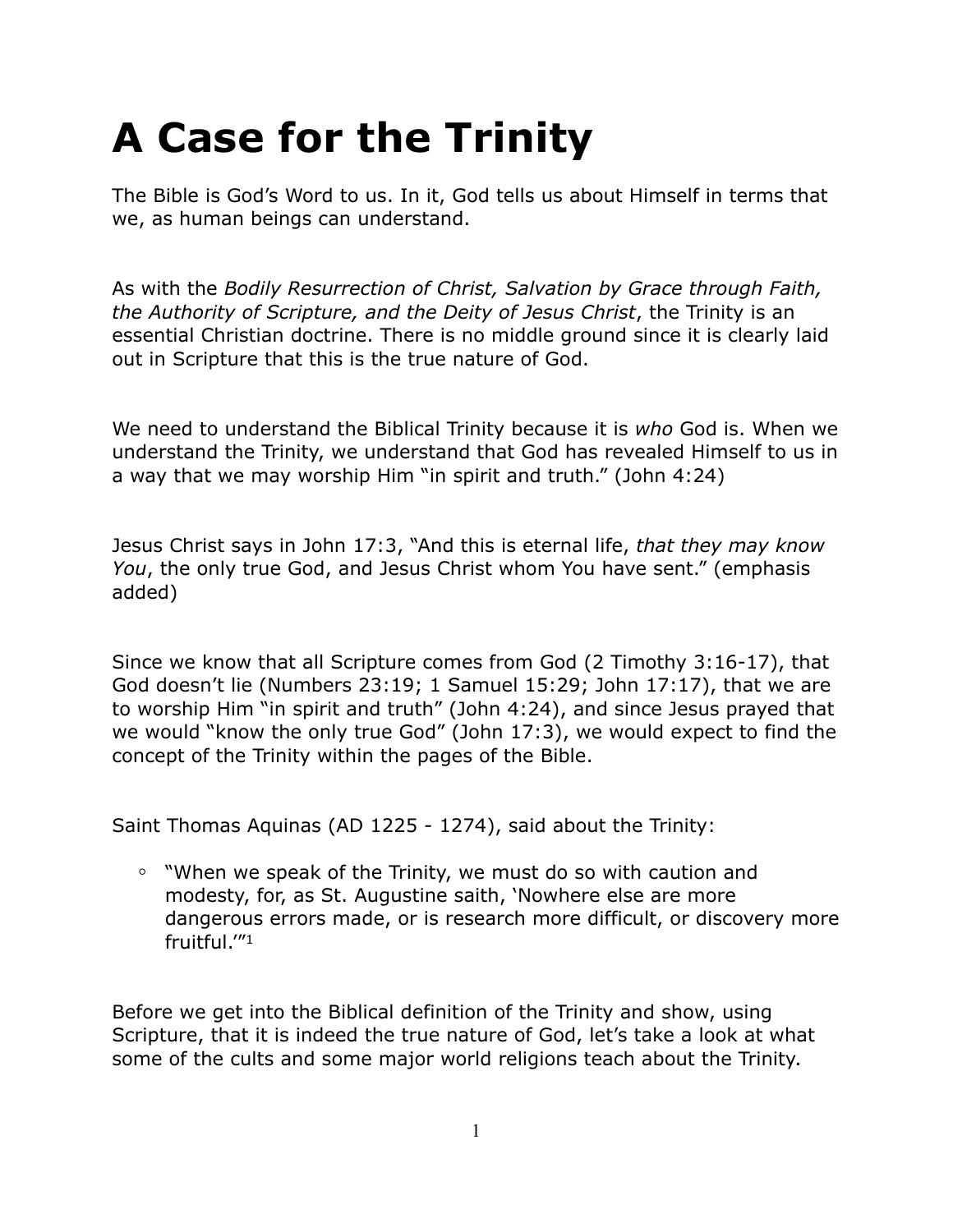# A Case for the Trinity

The Bible is God's Word to us. In it, God tells us about Himself in terms that we, as human beings can understand.

As with the *Bodily Resurrection of Christ, Salvation by Grace through Faith, the Authority of Scripture, and the Deity of Jesus Christ*, the Trinity is an essential Christian doctrine. There is no middle ground since it is clearly laid out in Scripture that this is the true nature of God.

We need to understand the Biblical Trinity because it is *who* God is. When we understand the Trinity, we understand that God has revealed Himself to us in a way that we may worship Him "in spirit and truth." (John 4:24)

Jesus Christ says in John 17:3, "And this is eternal life, *that they may know You*, the only true God, and Jesus Christ whom You have sent." (emphasis added)

Since we know that all Scripture comes from God (2 Timothy 3:16-17), that God doesn't lie (Numbers 23:19; 1 Samuel 15:29; John 17:17), that we are to worship Him "in spirit and truth" (John 4:24), and since Jesus prayed that we would "know the only true God" (John 17:3), we would expect to find the concept of the Trinity within the pages of the Bible.

Saint Thomas Aquinas (AD 1225 - 1274), said about the Trinity:

- "When we speak of the Trinity, we must do so with caution and modesty, for, as St. Augustine saith, 'Nowhere else are more dangerous errors made, or is research more difficult, or discovery more fruitful.'"[1]

Before we get into the Biblical definition of the Trinity and show, using Scripture, that it is indeed the true nature of God, let's take a look at what some of the cults and some major world religions teach about the Trinity.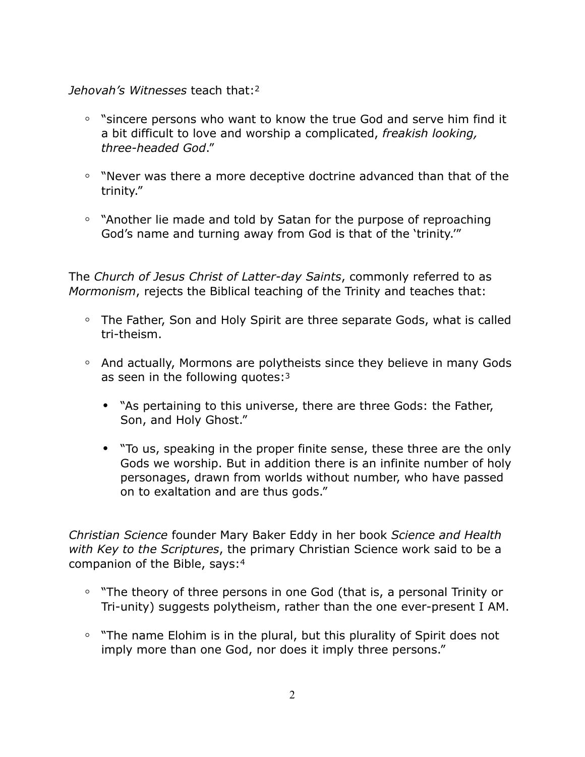*Jehovah's Witnesses* teach that:[2]

- "sincere persons who want to know the true God and serve him find it a bit difficult to love and worship a complicated, *freakish looking, three-headed God*."
- "Never was there a more deceptive doctrine advanced than that of the trinity."
- "Another lie made and told by Satan for the purpose of reproaching God's name and turning away from God is that of the 'trinity.'"

The *Church of Jesus Christ of Latter-day Saints*, commonly referred to as *Mormonism*, rejects the Biblical teaching of the Trinity and teaches that:

- The Father, Son and Holy Spirit are three separate Gods, what is called tri-theism.
- And actually, Mormons are polytheists since they believe in many Gods as seen in the following quotes:[3]
    - "As pertaining to this universe, there are three Gods: the Father, Son, and Holy Ghost."
    - "To us, speaking in the proper finite sense, these three are the only Gods we worship. But in addition there is an infinite number of holy personages, drawn from worlds without number, who have passed on to exaltation and are thus gods."

*Christian Science* founder Mary Baker Eddy in her book *Science and Health with Key to the Scriptures*, the primary Christian Science work said to be a companion of the Bible, says:[4]

- "The theory of three persons in one God (that is, a personal Trinity or Tri-unity) suggests polytheism, rather than the one ever-present I AM.
- "The name Elohim is in the plural, but this plurality of Spirit does not imply more than one God, nor does it imply three persons."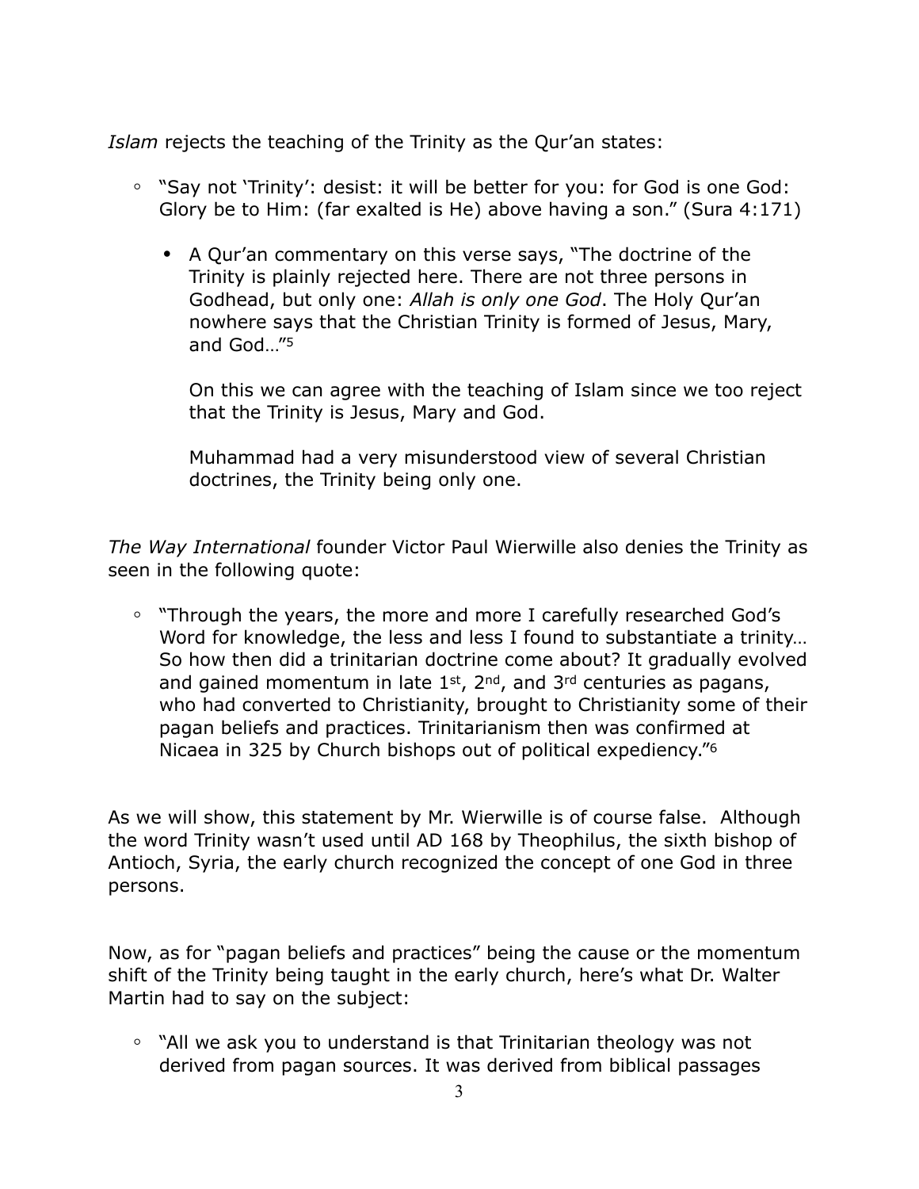*Islam* rejects the teaching of the Trinity as the Qur'an states:

- "Say not 'Trinity': desist: it will be better for you: for God is one God: Glory be to Him: (far exalted is He) above having a son." (Sura 4:171)

  - A Qur'an commentary on this verse says, "The doctrine of the Trinity is plainly rejected here. There are not three persons in Godhead, but only one: *Allah is only one God*. The Holy Qur'an nowhere says that the Christian Trinity is formed of Jesus, Mary, and God…"[5]

    On this we can agree with the teaching of Islam since we too reject that the Trinity is Jesus, Mary and God.

    Muhammad had a very misunderstood view of several Christian doctrines, the Trinity being only one.

*The Way International* founder Victor Paul Wierwille also denies the Trinity as seen in the following quote:

- "Through the years, the more and more I carefully researched God's Word for knowledge, the less and less I found to substantiate a trinity… So how then did a trinitarian doctrine come about? It gradually evolved and gained momentum in late 1st, 2nd, and 3rd centuries as pagans, who had converted to Christianity, brought to Christianity some of their pagan beliefs and practices. Trinitarianism then was confirmed at Nicaea in 325 by Church bishops out of political expediency."[6]

As we will show, this statement by Mr. Wierwille is of course false. Although the word Trinity wasn't used until AD 168 by Theophilus, the sixth bishop of Antioch, Syria, the early church recognized the concept of one God in three persons.

Now, as for "pagan beliefs and practices" being the cause or the momentum shift of the Trinity being taught in the early church, here's what Dr. Walter Martin had to say on the subject:

- "All we ask you to understand is that Trinitarian theology was not derived from pagan sources. It was derived from biblical passages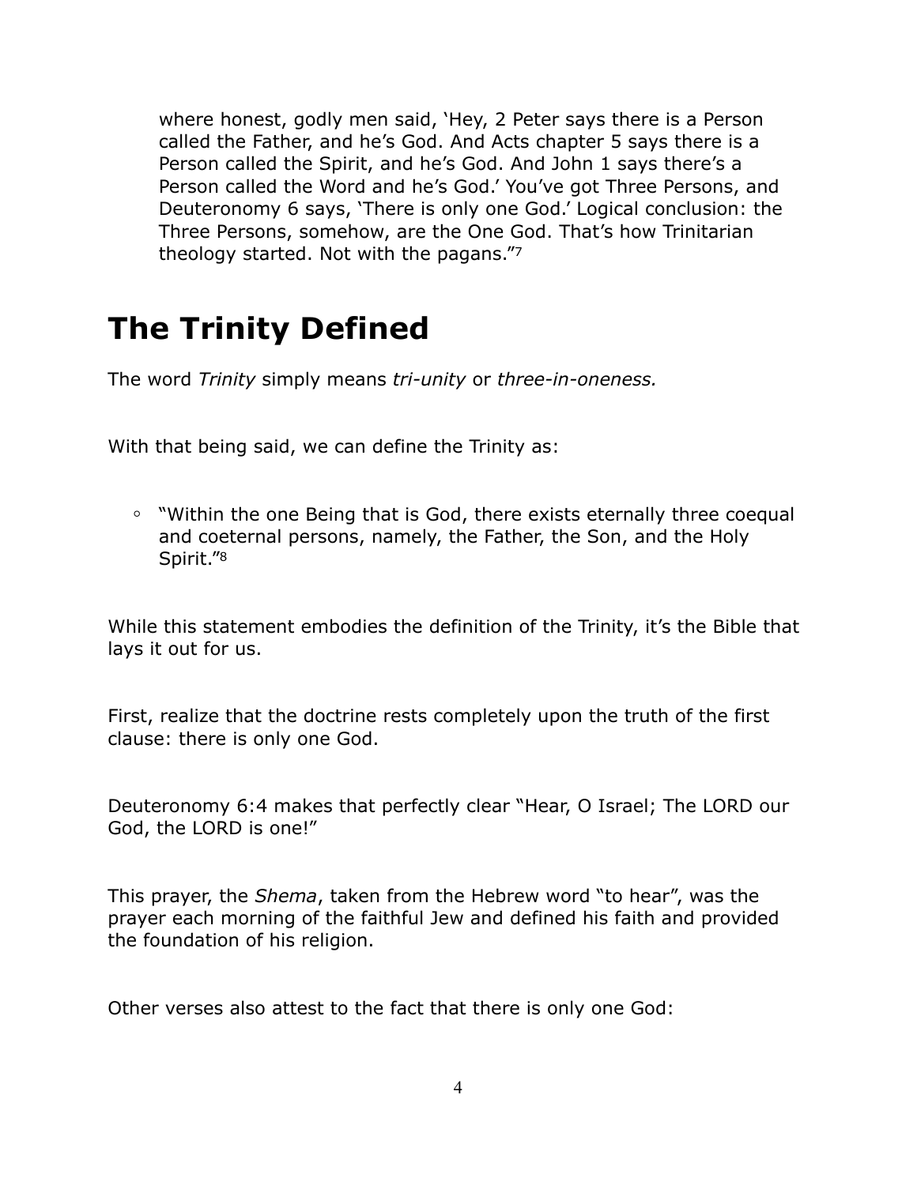where honest, godly men said, 'Hey, 2 Peter says there is a Person called the Father, and he's God. And Acts chapter 5 says there is a Person called the Spirit, and he's God. And John 1 says there's a Person called the Word and he's God.' You've got Three Persons, and Deuteronomy 6 says, 'There is only one God.' Logical conclusion: the Three Persons, somehow, are the One God. That's how Trinitarian theology started. Not with the pagans."[7]

# The Trinity Defined

The word *Trinity* simply means *tri-unity* or *three-in-oneness.*

With that being said, we can define the Trinity as:

- "Within the one Being that is God, there exists eternally three coequal and coeternal persons, namely, the Father, the Son, and the Holy Spirit."[8]

While this statement embodies the definition of the Trinity, it's the Bible that lays it out for us.

First, realize that the doctrine rests completely upon the truth of the first clause: there is only one God.

Deuteronomy 6:4 makes that perfectly clear "Hear, O Israel; The LORD our God, the LORD is one!"

This prayer, the *Shema*, taken from the Hebrew word "to hear", was the prayer each morning of the faithful Jew and defined his faith and provided the foundation of his religion.

Other verses also attest to the fact that there is only one God: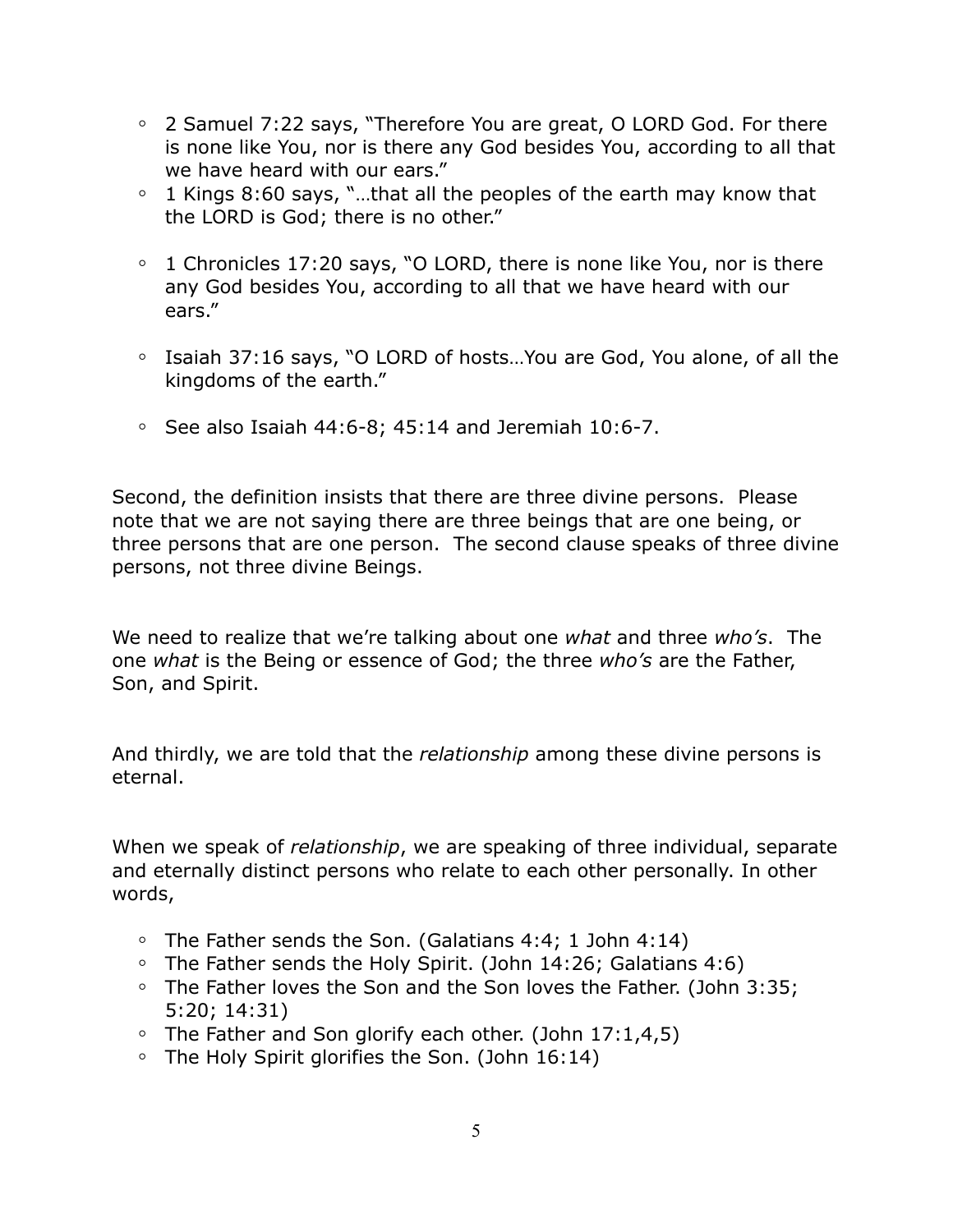- 2 Samuel 7:22 says, "Therefore You are great, O LORD God. For there is none like You, nor is there any God besides You, according to all that we have heard with our ears."
- 1 Kings 8:60 says, "…that all the peoples of the earth may know that the LORD is God; there is no other."
- 1 Chronicles 17:20 says, "O LORD, there is none like You, nor is there any God besides You, according to all that we have heard with our ears."
- Isaiah 37:16 says, "O LORD of hosts…You are God, You alone, of all the kingdoms of the earth."
- See also Isaiah 44:6-8; 45:14 and Jeremiah 10:6-7.

Second, the definition insists that there are three divine persons. Please note that we are not saying there are three beings that are one being, or three persons that are one person. The second clause speaks of three divine persons, not three divine Beings.

We need to realize that we're talking about one *what* and three *who's*. The one *what* is the Being or essence of God; the three *who's* are the Father, Son, and Spirit.

And thirdly, we are told that the *relationship* among these divine persons is eternal.

When we speak of *relationship*, we are speaking of three individual, separate and eternally distinct persons who relate to each other personally. In other words,

- The Father sends the Son. (Galatians 4:4; 1 John 4:14)
- The Father sends the Holy Spirit. (John 14:26; Galatians 4:6)
- The Father loves the Son and the Son loves the Father. (John 3:35; 5:20; 14:31)
- The Father and Son glorify each other. (John 17:1,4,5)
- The Holy Spirit glorifies the Son. (John 16:14)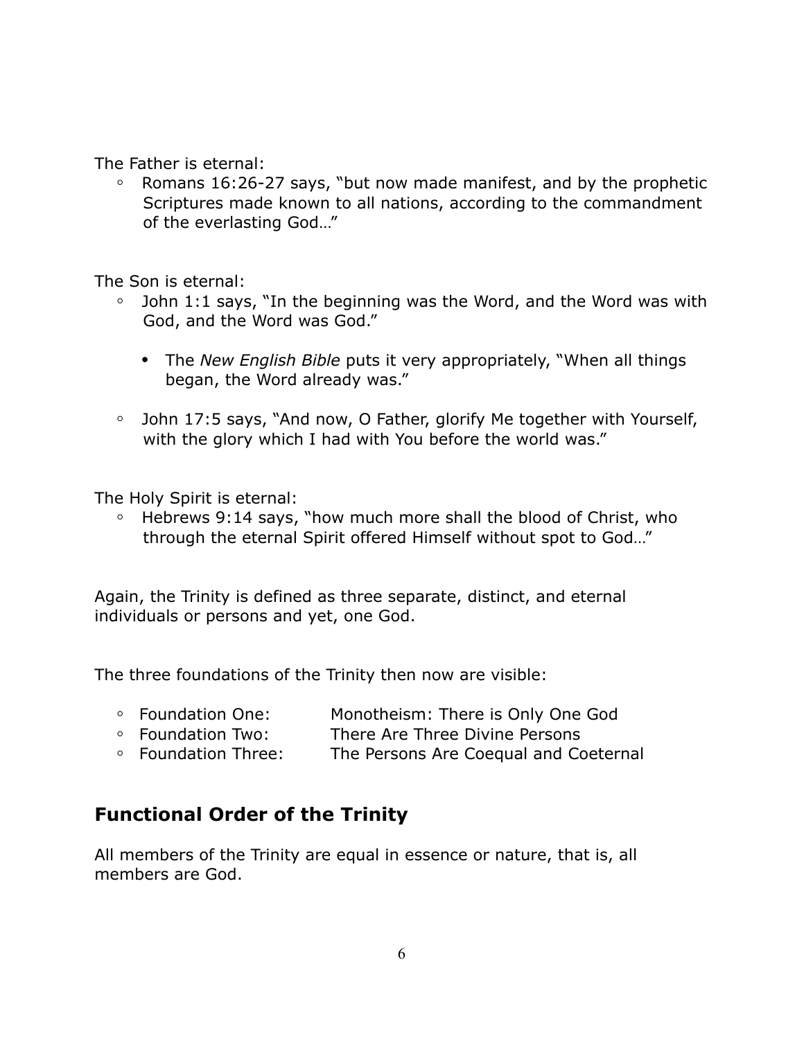The Father is eternal:

- Romans 16:26-27 says, "but now made manifest, and by the prophetic Scriptures made known to all nations, according to the commandment of the everlasting God…"

The Son is eternal:

- John 1:1 says, "In the beginning was the Word, and the Word was with God, and the Word was God."
    - The *New English Bible* puts it very appropriately, "When all things began, the Word already was."
- John 17:5 says, "And now, O Father, glorify Me together with Yourself, with the glory which I had with You before the world was."

The Holy Spirit is eternal:

- Hebrews 9:14 says, "how much more shall the blood of Christ, who through the eternal Spirit offered Himself without spot to God…"

Again, the Trinity is defined as three separate, distinct, and eternal individuals or persons and yet, one God.

The three foundations of the Trinity then now are visible:

- Foundation One: Monotheism: There is Only One God
- Foundation Two: There Are Three Divine Persons
- Foundation Three: The Persons Are Coequal and Coeternal

## Functional Order of the Trinity

All members of the Trinity are equal in essence or nature, that is, all members are God.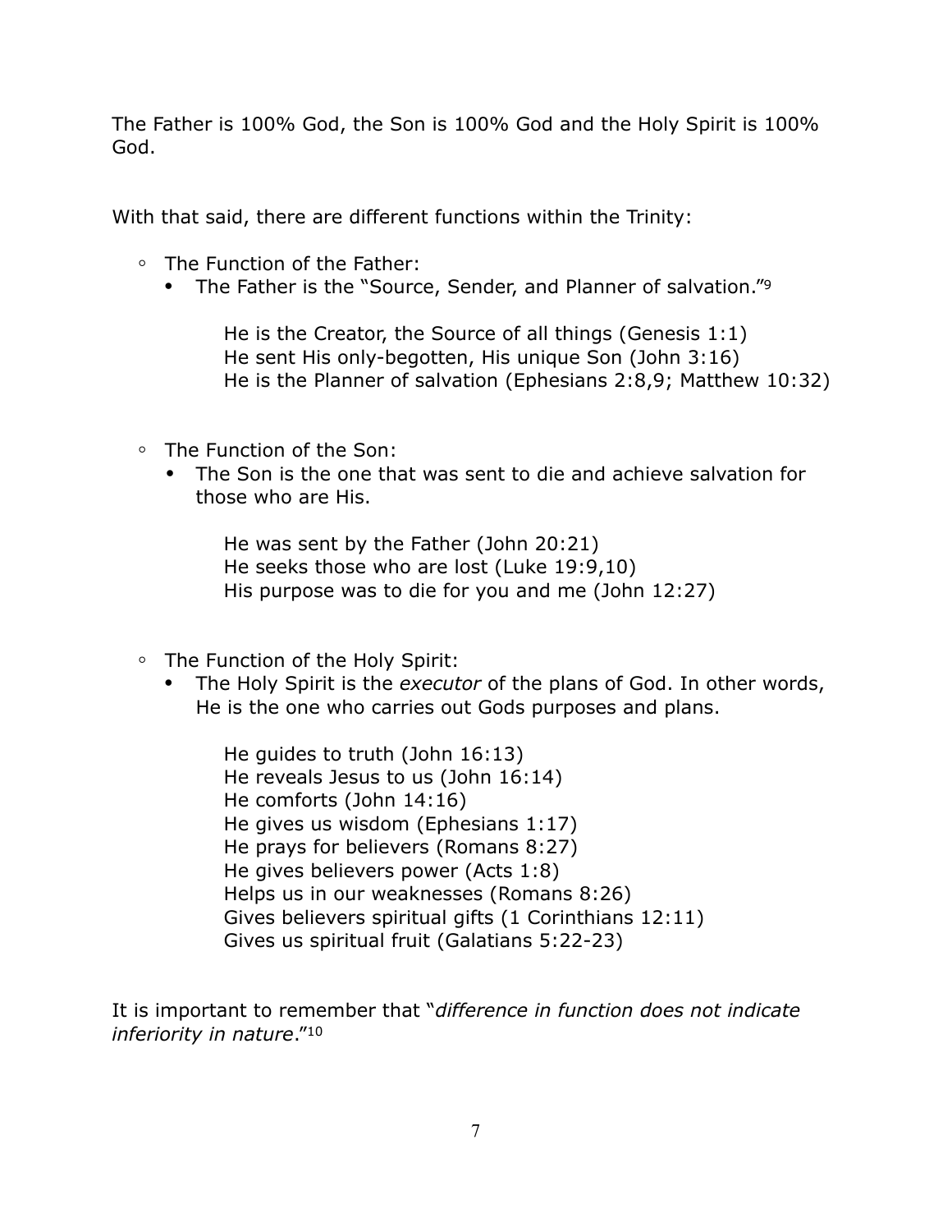The Father is 100% God, the Son is 100% God and the Holy Spirit is 100% God.

With that said, there are different functions within the Trinity:

- The Function of the Father:
  - The Father is the "Source, Sender, and Planner of salvation."[9]

    He is the Creator, the Source of all things (Genesis 1:1)
    He sent His only-begotten, His unique Son (John 3:16)
    He is the Planner of salvation (Ephesians 2:8,9; Matthew 10:32)

- The Function of the Son:
  - The Son is the one that was sent to die and achieve salvation for those who are His.

    He was sent by the Father (John 20:21)
    He seeks those who are lost (Luke 19:9,10)
    His purpose was to die for you and me (John 12:27)

- The Function of the Holy Spirit:
  - The Holy Spirit is the *executor* of the plans of God. In other words, He is the one who carries out Gods purposes and plans.

    He guides to truth (John 16:13)
    He reveals Jesus to us (John 16:14)
    He comforts (John 14:16)
    He gives us wisdom (Ephesians 1:17)
    He prays for believers (Romans 8:27)
    He gives believers power (Acts 1:8)
    Helps us in our weaknesses (Romans 8:26)
    Gives believers spiritual gifts (1 Corinthians 12:11)
    Gives us spiritual fruit (Galatians 5:22-23)

It is important to remember that "*difference in function does not indicate inferiority in nature*."[10]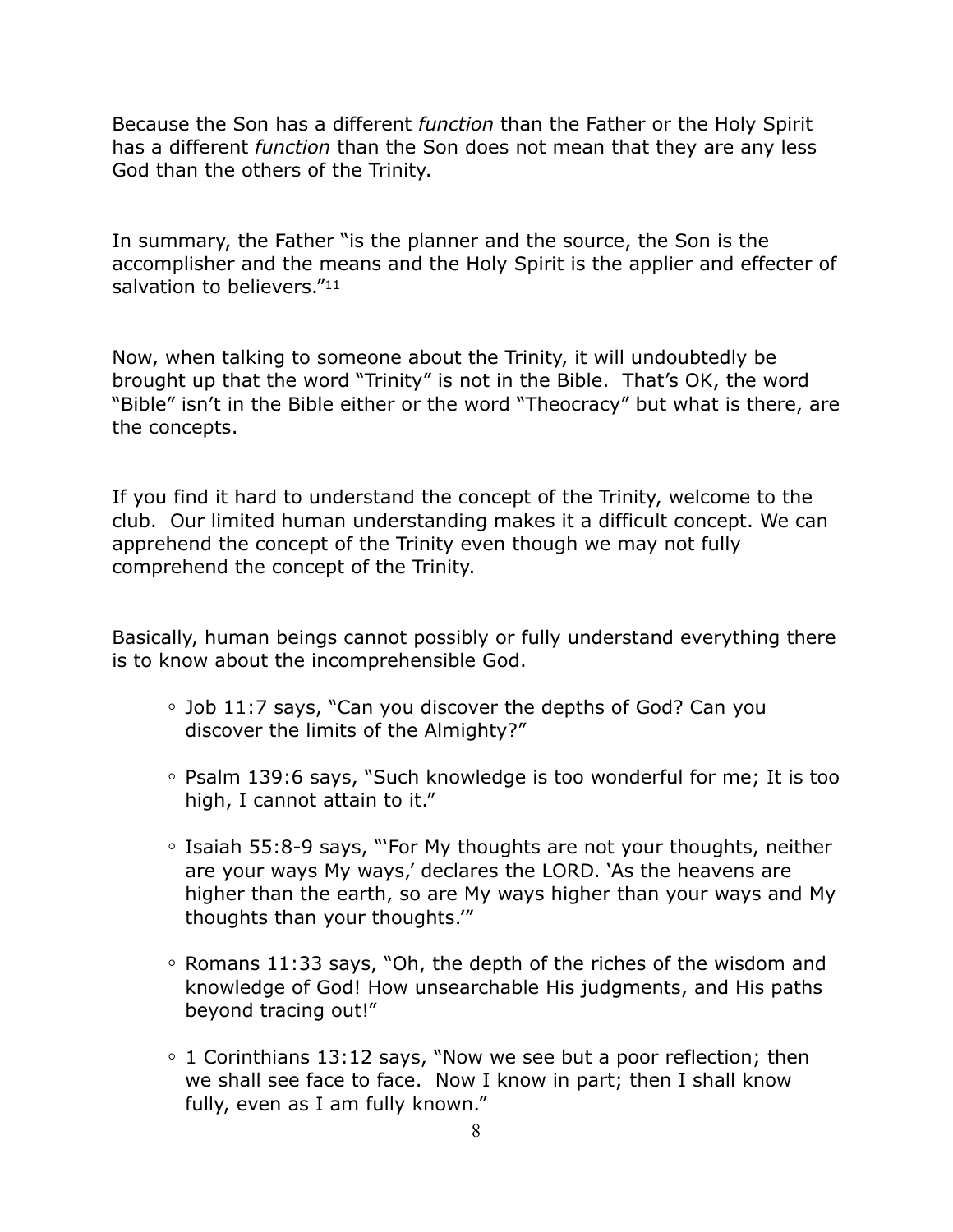Because the Son has a different *function* than the Father or the Holy Spirit has a different *function* than the Son does not mean that they are any less God than the others of the Trinity.

In summary, the Father "is the planner and the source, the Son is the accomplisher and the means and the Holy Spirit is the applier and effecter of salvation to believers."[11]

Now, when talking to someone about the Trinity, it will undoubtedly be brought up that the word "Trinity" is not in the Bible. That's OK, the word "Bible" isn't in the Bible either or the word "Theocracy" but what is there, are the concepts.

If you find it hard to understand the concept of the Trinity, welcome to the club. Our limited human understanding makes it a difficult concept. We can apprehend the concept of the Trinity even though we may not fully comprehend the concept of the Trinity.

Basically, human beings cannot possibly or fully understand everything there is to know about the incomprehensible God.

- Job 11:7 says, "Can you discover the depths of God? Can you discover the limits of the Almighty?"
- Psalm 139:6 says, "Such knowledge is too wonderful for me; It is too high, I cannot attain to it."
- Isaiah 55:8-9 says, "'For My thoughts are not your thoughts, neither are your ways My ways,' declares the LORD. 'As the heavens are higher than the earth, so are My ways higher than your ways and My thoughts than your thoughts.'"
- Romans 11:33 says, "Oh, the depth of the riches of the wisdom and knowledge of God! How unsearchable His judgments, and His paths beyond tracing out!"
- 1 Corinthians 13:12 says, "Now we see but a poor reflection; then we shall see face to face. Now I know in part; then I shall know fully, even as I am fully known."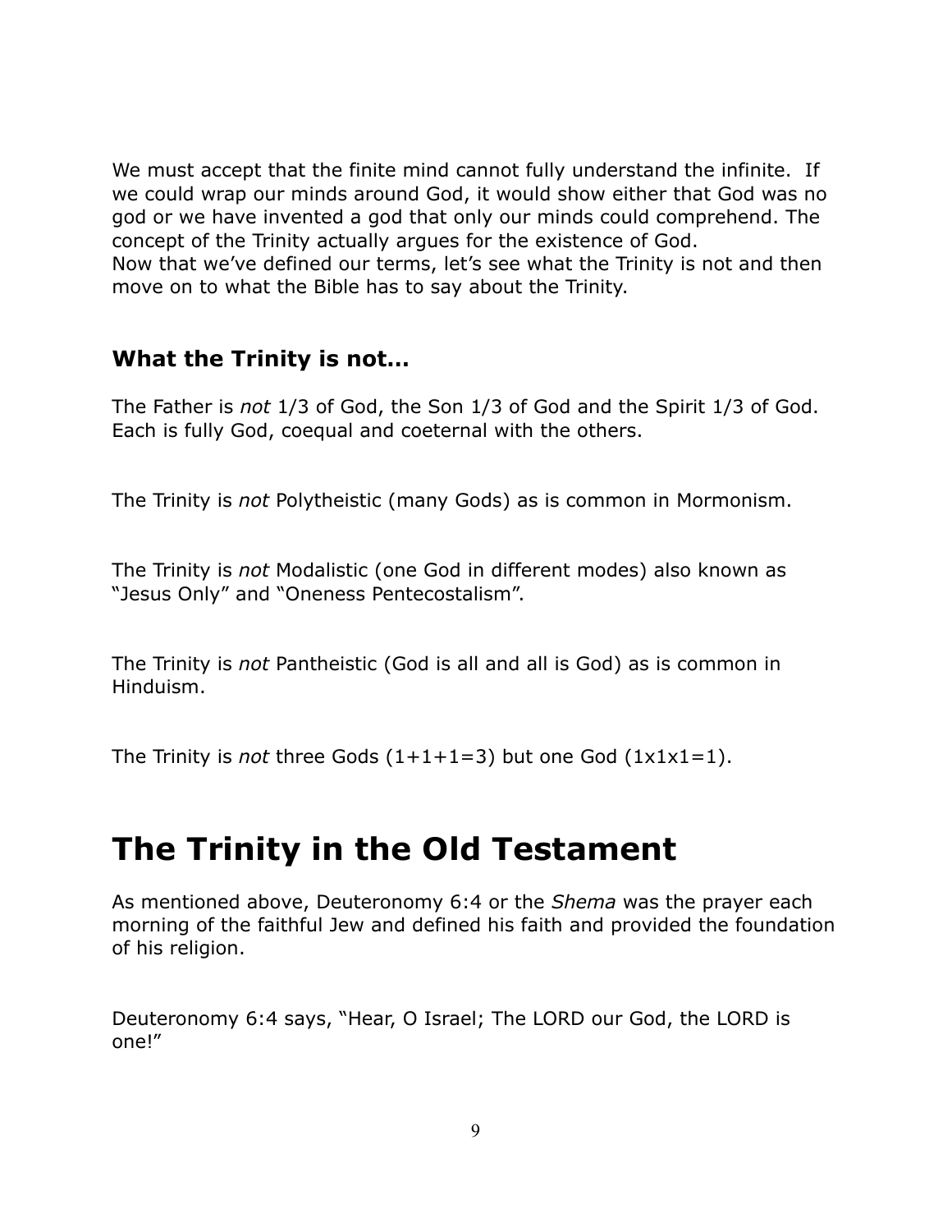We must accept that the finite mind cannot fully understand the infinite. If we could wrap our minds around God, it would show either that God was no god or we have invented a god that only our minds could comprehend. The concept of the Trinity actually argues for the existence of God.
Now that we've defined our terms, let's see what the Trinity is not and then move on to what the Bible has to say about the Trinity.

### What the Trinity is not…

The Father is *not* 1/3 of God, the Son 1/3 of God and the Spirit 1/3 of God. Each is fully God, coequal and coeternal with the others.

The Trinity is *not* Polytheistic (many Gods) as is common in Mormonism.

The Trinity is *not* Modalistic (one God in different modes) also known as "Jesus Only" and "Oneness Pentecostalism".

The Trinity is *not* Pantheistic (God is all and all is God) as is common in Hinduism.

The Trinity is *not* three Gods (1+1+1=3) but one God (1x1x1=1).

# The Trinity in the Old Testament

As mentioned above, Deuteronomy 6:4 or the *Shema* was the prayer each morning of the faithful Jew and defined his faith and provided the foundation of his religion.

Deuteronomy 6:4 says, "Hear, O Israel; The LORD our God, the LORD is one!"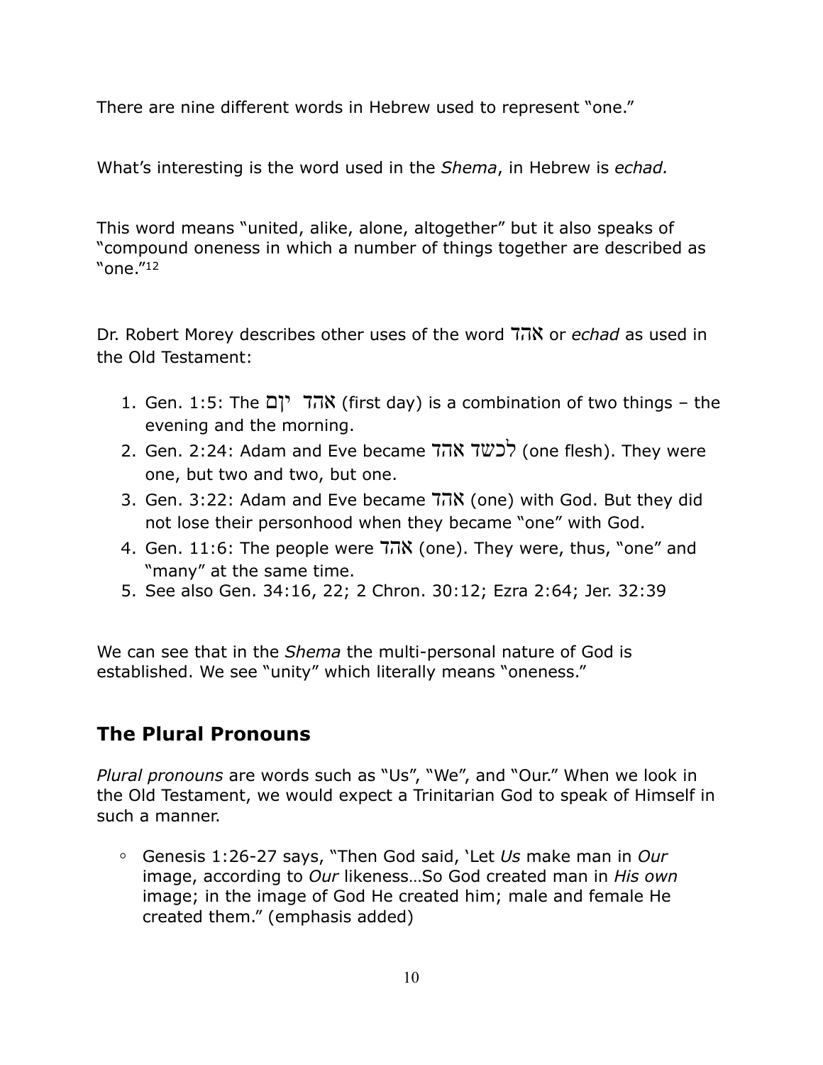There are nine different words in Hebrew used to represent "one."

What's interesting is the word used in the *Shema*, in Hebrew is *echad.*

This word means "united, alike, alone, altogether" but it also speaks of "compound oneness in which a number of things together are described as "one."[12]

Dr. Robert Morey describes other uses of the word אהד or *echad* as used in the Old Testament:

1. Gen. 1:5: The יוֹם אהד (first day) is a combination of two things – the evening and the morning.
2. Gen. 2:24: Adam and Eve became לכשד אהד (one flesh). They were one, but two and two, but one.
3. Gen. 3:22: Adam and Eve became אהד (one) with God. But they did not lose their personhood when they became "one" with God.
4. Gen. 11:6: The people were אהד (one). They were, thus, "one" and "many" at the same time.
5. See also Gen. 34:16, 22; 2 Chron. 30:12; Ezra 2:64; Jer. 32:39

We can see that in the *Shema* the multi-personal nature of God is established. We see "unity" which literally means "oneness."

## The Plural Pronouns

*Plural pronouns* are words such as "Us", "We", and "Our." When we look in the Old Testament, we would expect a Trinitarian God to speak of Himself in such a manner.

- Genesis 1:26-27 says, "Then God said, 'Let *Us* make man in *Our* image, according to *Our* likeness…So God created man in *His own* image; in the image of God He created him; male and female He created them." (emphasis added)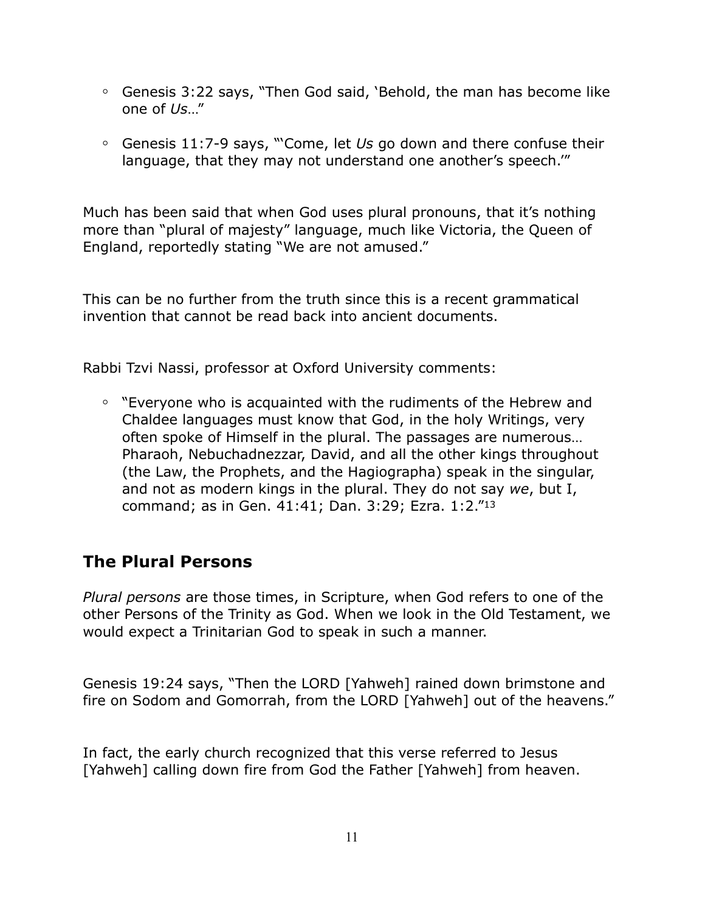- Genesis 3:22 says, “Then God said, ‘Behold, the man has become like one of *Us*…”
- Genesis 11:7-9 says, “‘Come, let *Us* go down and there confuse their language, that they may not understand one another’s speech.’”

Much has been said that when God uses plural pronouns, that it’s nothing more than “plural of majesty” language, much like Victoria, the Queen of England, reportedly stating “We are not amused.”

This can be no further from the truth since this is a recent grammatical invention that cannot be read back into ancient documents.

Rabbi Tzvi Nassi, professor at Oxford University comments:

- “Everyone who is acquainted with the rudiments of the Hebrew and Chaldee languages must know that God, in the holy Writings, very often spoke of Himself in the plural. The passages are numerous… Pharaoh, Nebuchadnezzar, David, and all the other kings throughout (the Law, the Prophets, and the Hagiographa) speak in the singular, and not as modern kings in the plural. They do not say *we*, but I, command; as in Gen. 41:41; Dan. 3:29; Ezra. 1:2.”[13]

## The Plural Persons

*Plural persons* are those times, in Scripture, when God refers to one of the other Persons of the Trinity as God. When we look in the Old Testament, we would expect a Trinitarian God to speak in such a manner.

Genesis 19:24 says, “Then the LORD [Yahweh] rained down brimstone and fire on Sodom and Gomorrah, from the LORD [Yahweh] out of the heavens.”

In fact, the early church recognized that this verse referred to Jesus [Yahweh] calling down fire from God the Father [Yahweh] from heaven.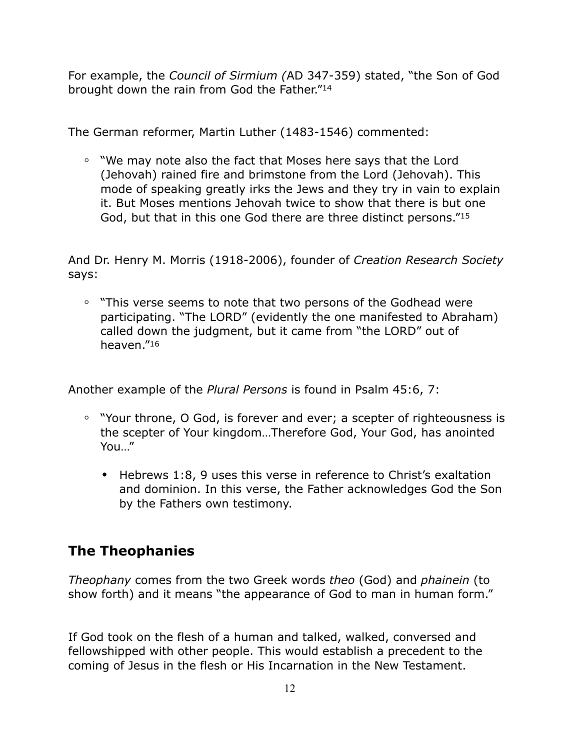For example, the *Council of Sirmium (*AD 347-359) stated, "the Son of God brought down the rain from God the Father."[14]

The German reformer, Martin Luther (1483-1546) commented:

- "We may note also the fact that Moses here says that the Lord (Jehovah) rained fire and brimstone from the Lord (Jehovah). This mode of speaking greatly irks the Jews and they try in vain to explain it. But Moses mentions Jehovah twice to show that there is but one God, but that in this one God there are three distinct persons."[15]

And Dr. Henry M. Morris (1918-2006), founder of *Creation Research Society* says:

- "This verse seems to note that two persons of the Godhead were participating. "The LORD" (evidently the one manifested to Abraham) called down the judgment, but it came from "the LORD" out of heaven."[16]

Another example of the *Plural Persons* is found in Psalm 45:6, 7:

- "Your throne, O God, is forever and ever; a scepter of righteousness is the scepter of Your kingdom…Therefore God, Your God, has anointed You…"
  - Hebrews 1:8, 9 uses this verse in reference to Christ's exaltation and dominion. In this verse, the Father acknowledges God the Son by the Fathers own testimony.

## The Theophanies

*Theophany* comes from the two Greek words *theo* (God) and *phainein* (to show forth) and it means "the appearance of God to man in human form."

If God took on the flesh of a human and talked, walked, conversed and fellowshipped with other people. This would establish a precedent to the coming of Jesus in the flesh or His Incarnation in the New Testament.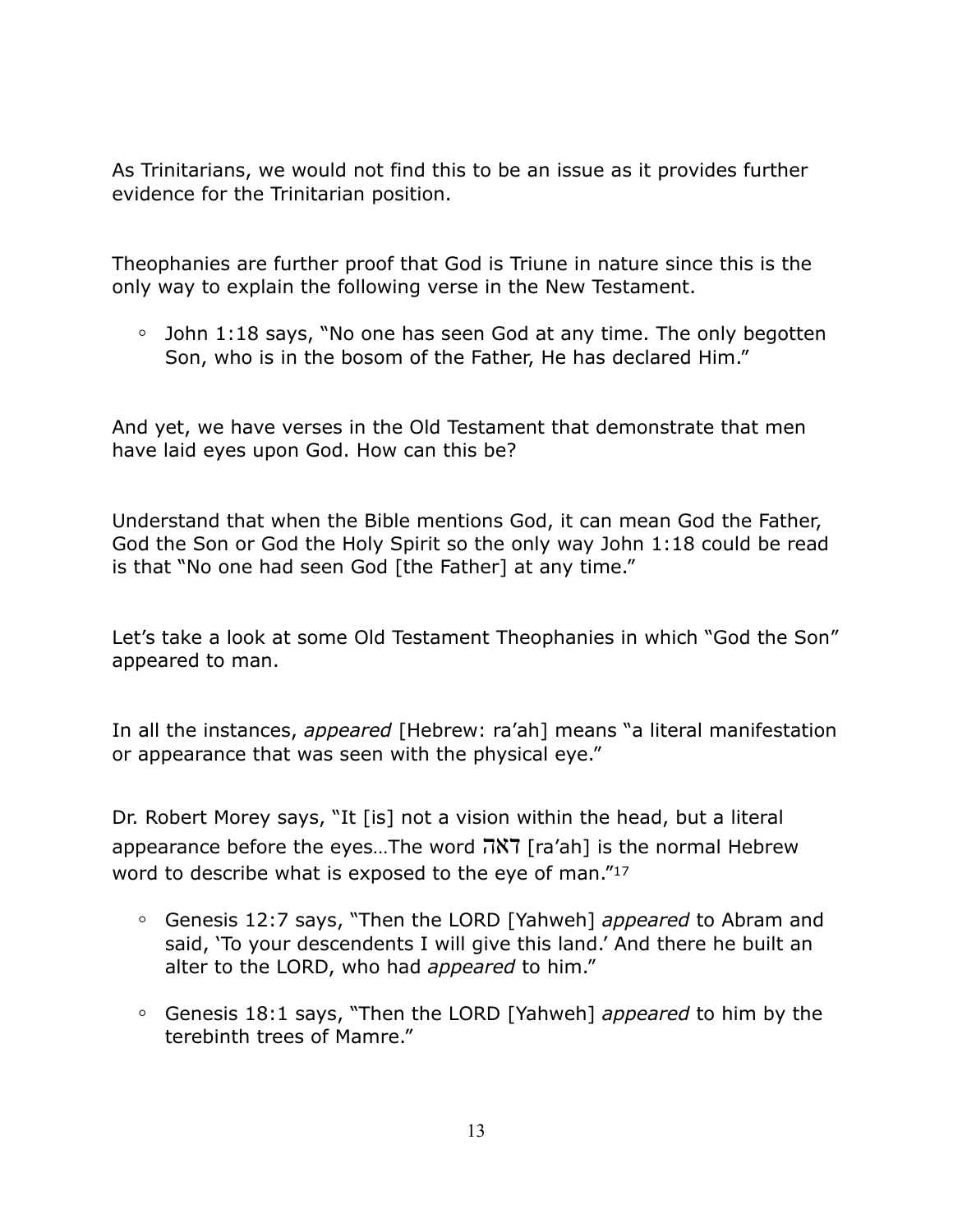As Trinitarians, we would not find this to be an issue as it provides further evidence for the Trinitarian position.

Theophanies are further proof that God is Triune in nature since this is the only way to explain the following verse in the New Testament.

- John 1:18 says, "No one has seen God at any time. The only begotten Son, who is in the bosom of the Father, He has declared Him."

And yet, we have verses in the Old Testament that demonstrate that men have laid eyes upon God. How can this be?

Understand that when the Bible mentions God, it can mean God the Father, God the Son or God the Holy Spirit so the only way John 1:18 could be read is that "No one had seen God [the Father] at any time."

Let's take a look at some Old Testament Theophanies in which "God the Son" appeared to man.

In all the instances, *appeared* [Hebrew: ra'ah] means "a literal manifestation or appearance that was seen with the physical eye."

Dr. Robert Morey says, "It [is] not a vision within the head, but a literal appearance before the eyes…The word דאה [ra'ah] is the normal Hebrew word to describe what is exposed to the eye of man."[17]

- Genesis 12:7 says, "Then the LORD [Yahweh] *appeared* to Abram and said, 'To your descendents I will give this land.' And there he built an alter to the LORD, who had *appeared* to him."
- Genesis 18:1 says, "Then the LORD [Yahweh] *appeared* to him by the terebinth trees of Mamre."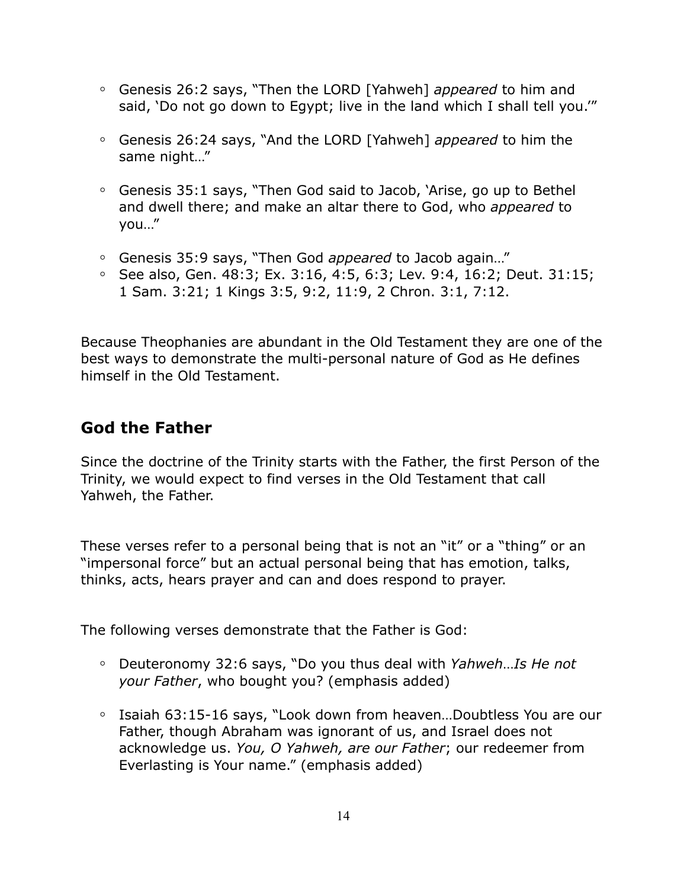- Genesis 26:2 says, "Then the LORD [Yahweh] *appeared* to him and said, 'Do not go down to Egypt; live in the land which I shall tell you.'"

- Genesis 26:24 says, "And the LORD [Yahweh] *appeared* to him the same night…"

- Genesis 35:1 says, "Then God said to Jacob, 'Arise, go up to Bethel and dwell there; and make an altar there to God, who *appeared* to you…"

- Genesis 35:9 says, "Then God *appeared* to Jacob again…"
- See also, Gen. 48:3; Ex. 3:16, 4:5, 6:3; Lev. 9:4, 16:2; Deut. 31:15; 1 Sam. 3:21; 1 Kings 3:5, 9:2, 11:9, 2 Chron. 3:1, 7:12.

Because Theophanies are abundant in the Old Testament they are one of the best ways to demonstrate the multi-personal nature of God as He defines himself in the Old Testament.

## God the Father

Since the doctrine of the Trinity starts with the Father, the first Person of the Trinity, we would expect to find verses in the Old Testament that call Yahweh, the Father.

These verses refer to a personal being that is not an "it" or a "thing" or an "impersonal force" but an actual personal being that has emotion, talks, thinks, acts, hears prayer and can and does respond to prayer.

The following verses demonstrate that the Father is God:

- Deuteronomy 32:6 says, "Do you thus deal with *Yahweh…Is He not your Father*, who bought you? (emphasis added)

- Isaiah 63:15-16 says, "Look down from heaven…Doubtless You are our Father, though Abraham was ignorant of us, and Israel does not acknowledge us. *You, O Yahweh, are our Father*; our redeemer from Everlasting is Your name." (emphasis added)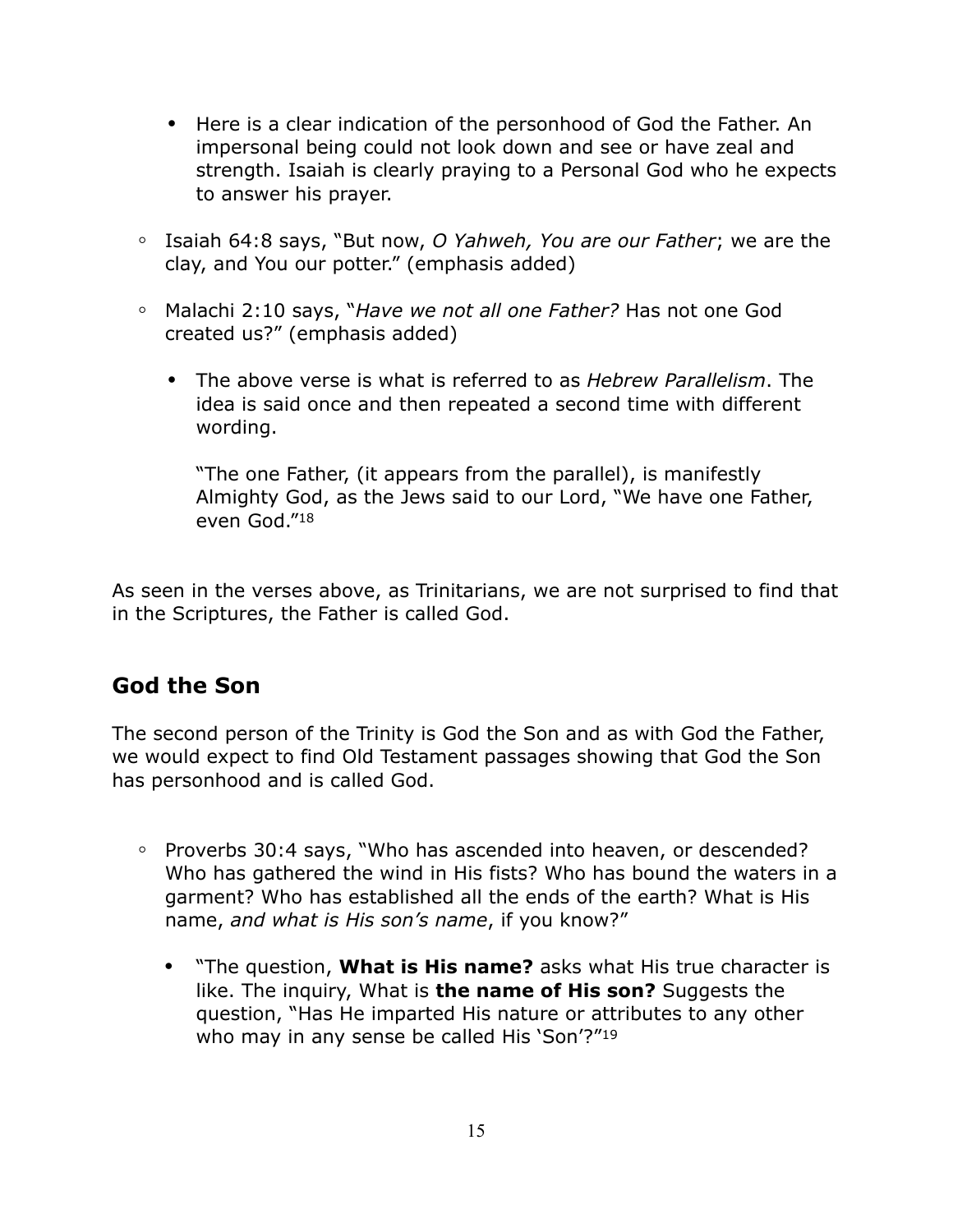- Here is a clear indication of the personhood of God the Father. An impersonal being could not look down and see or have zeal and strength. Isaiah is clearly praying to a Personal God who he expects to answer his prayer.

- Isaiah 64:8 says, "But now, *O Yahweh, You are our Father*; we are the clay, and You our potter." (emphasis added)

- Malachi 2:10 says, "*Have we not all one Father?* Has not one God created us?" (emphasis added)

  - The above verse is what is referred to as *Hebrew Parallelism*. The idea is said once and then repeated a second time with different wording.

    "The one Father, (it appears from the parallel), is manifestly Almighty God, as the Jews said to our Lord, "We have one Father, even God."[18]

As seen in the verses above, as Trinitarians, we are not surprised to find that in the Scriptures, the Father is called God.

## God the Son

The second person of the Trinity is God the Son and as with God the Father, we would expect to find Old Testament passages showing that God the Son has personhood and is called God.

- Proverbs 30:4 says, "Who has ascended into heaven, or descended? Who has gathered the wind in His fists? Who has bound the waters in a garment? Who has established all the ends of the earth? What is His name, *and what is His son's name*, if you know?"

  - "The question, **What is His name?** asks what His true character is like. The inquiry, What is **the name of His son?** Suggests the question, "Has He imparted His nature or attributes to any other who may in any sense be called His 'Son'?"[19]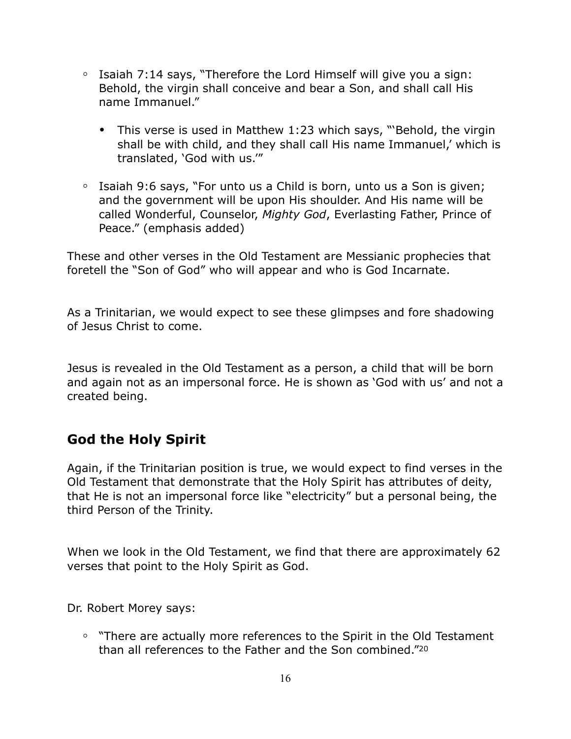- Isaiah 7:14 says, "Therefore the Lord Himself will give you a sign: Behold, the virgin shall conceive and bear a Son, and shall call His name Immanuel."

    - This verse is used in Matthew 1:23 which says, "'Behold, the virgin shall be with child, and they shall call His name Immanuel,' which is translated, 'God with us.'"

- Isaiah 9:6 says, "For unto us a Child is born, unto us a Son is given; and the government will be upon His shoulder. And His name will be called Wonderful, Counselor, *Mighty God*, Everlasting Father, Prince of Peace." (emphasis added)

These and other verses in the Old Testament are Messianic prophecies that foretell the "Son of God" who will appear and who is God Incarnate.

As a Trinitarian, we would expect to see these glimpses and fore shadowing of Jesus Christ to come.

Jesus is revealed in the Old Testament as a person, a child that will be born and again not as an impersonal force. He is shown as 'God with us' and not a created being.

## God the Holy Spirit

Again, if the Trinitarian position is true, we would expect to find verses in the Old Testament that demonstrate that the Holy Spirit has attributes of deity, that He is not an impersonal force like "electricity" but a personal being, the third Person of the Trinity.

When we look in the Old Testament, we find that there are approximately 62 verses that point to the Holy Spirit as God.

Dr. Robert Morey says:

- "There are actually more references to the Spirit in the Old Testament than all references to the Father and the Son combined."[20]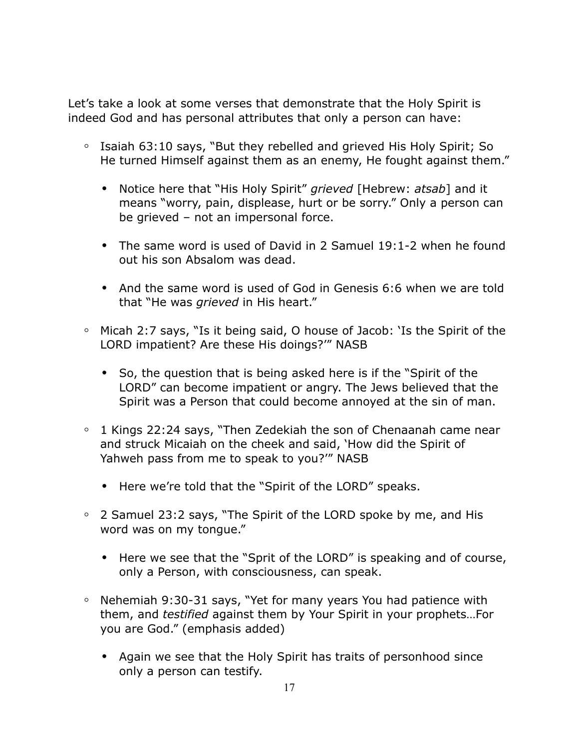Let's take a look at some verses that demonstrate that the Holy Spirit is indeed God and has personal attributes that only a person can have:

- Isaiah 63:10 says, "But they rebelled and grieved His Holy Spirit; So He turned Himself against them as an enemy, He fought against them."
  - Notice here that "His Holy Spirit" *grieved* [Hebrew: *atsab*] and it means "worry, pain, displease, hurt or be sorry." Only a person can be grieved – not an impersonal force.
  - The same word is used of David in 2 Samuel 19:1-2 when he found out his son Absalom was dead.
  - And the same word is used of God in Genesis 6:6 when we are told that "He was *grieved* in His heart."
- Micah 2:7 says, "Is it being said, O house of Jacob: 'Is the Spirit of the LORD impatient? Are these His doings?'" NASB
  - So, the question that is being asked here is if the "Spirit of the LORD" can become impatient or angry. The Jews believed that the Spirit was a Person that could become annoyed at the sin of man.
- 1 Kings 22:24 says, "Then Zedekiah the son of Chenaanah came near and struck Micaiah on the cheek and said, 'How did the Spirit of Yahweh pass from me to speak to you?'" NASB
  - Here we're told that the "Spirit of the LORD" speaks.
- 2 Samuel 23:2 says, "The Spirit of the LORD spoke by me, and His word was on my tongue."
  - Here we see that the "Sprit of the LORD" is speaking and of course, only a Person, with consciousness, can speak.
- Nehemiah 9:30-31 says, "Yet for many years You had patience with them, and *testified* against them by Your Spirit in your prophets…For you are God." (emphasis added)
  - Again we see that the Holy Spirit has traits of personhood since only a person can testify.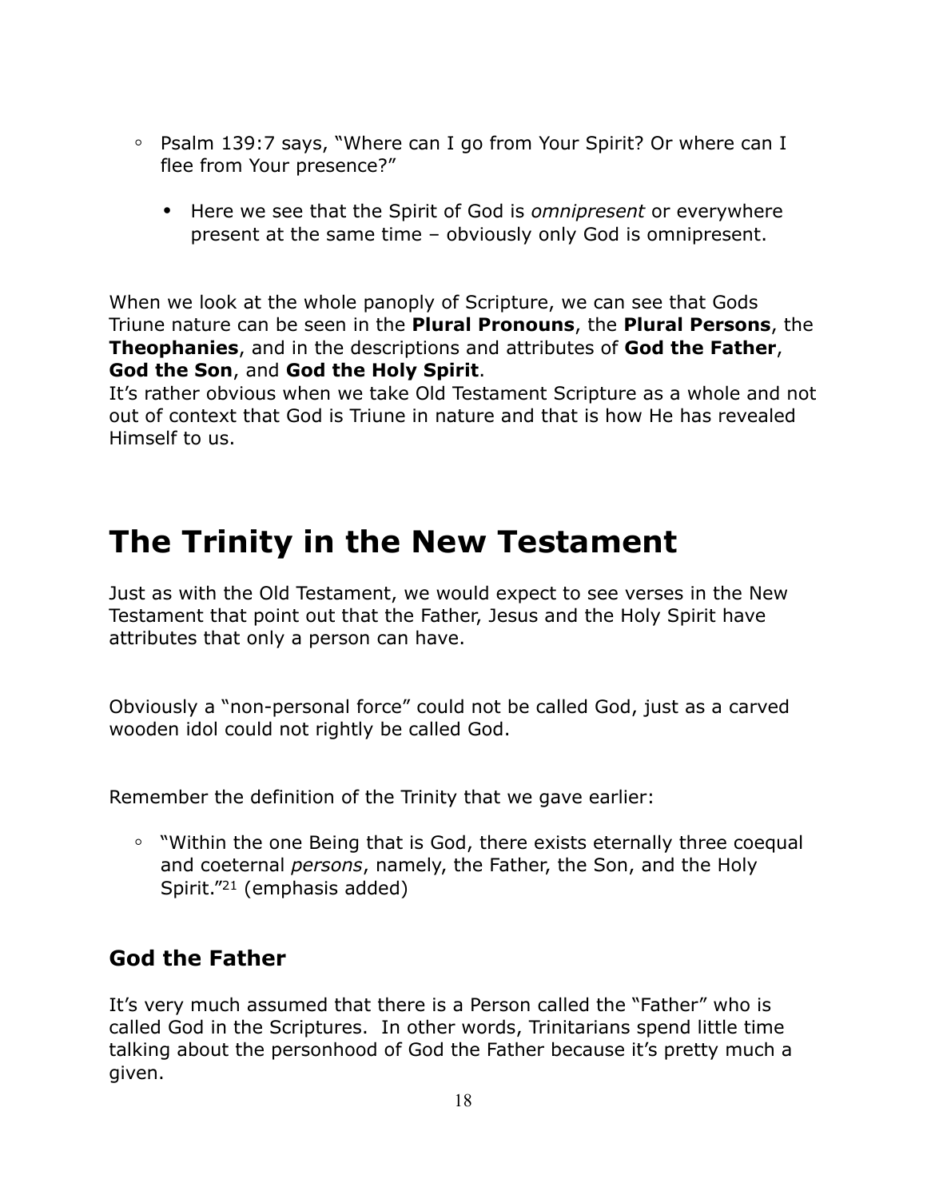- Psalm 139:7 says, "Where can I go from Your Spirit? Or where can I flee from Your presence?"
    - Here we see that the Spirit of God is *omnipresent* or everywhere present at the same time – obviously only God is omnipresent.

When we look at the whole panoply of Scripture, we can see that Gods Triune nature can be seen in the **Plural Pronouns**, the **Plural Persons**, the **Theophanies**, and in the descriptions and attributes of **God the Father**, **God the Son**, and **God the Holy Spirit**.
It's rather obvious when we take Old Testament Scripture as a whole and not out of context that God is Triune in nature and that is how He has revealed Himself to us.

# The Trinity in the New Testament

Just as with the Old Testament, we would expect to see verses in the New Testament that point out that the Father, Jesus and the Holy Spirit have attributes that only a person can have.

Obviously a "non-personal force" could not be called God, just as a carved wooden idol could not rightly be called God.

Remember the definition of the Trinity that we gave earlier:

- "Within the one Being that is God, there exists eternally three coequal and coeternal *persons*, namely, the Father, the Son, and the Holy Spirit."[21] (emphasis added)

## God the Father

It's very much assumed that there is a Person called the "Father" who is called God in the Scriptures. In other words, Trinitarians spend little time talking about the personhood of God the Father because it's pretty much a given.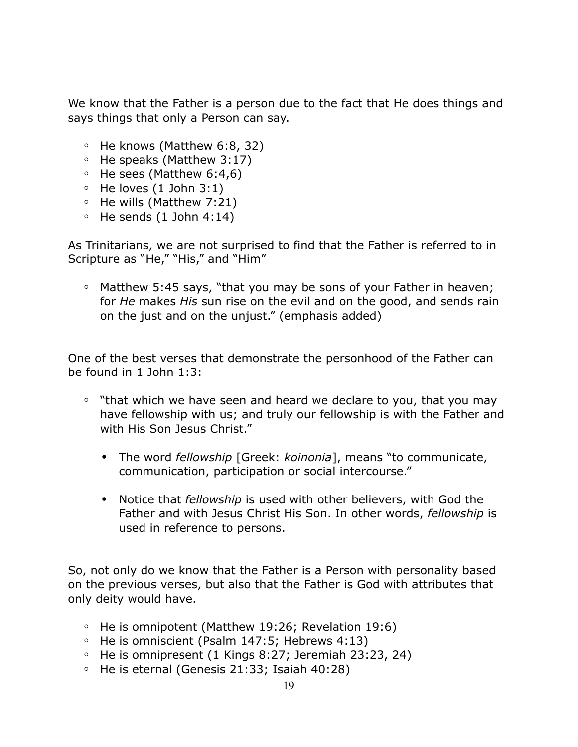We know that the Father is a person due to the fact that He does things and says things that only a Person can say.

- He knows (Matthew 6:8, 32)
- He speaks (Matthew 3:17)
- He sees (Matthew 6:4,6)
- He loves (1 John 3:1)
- He wills (Matthew 7:21)
- He sends (1 John 4:14)

As Trinitarians, we are not surprised to find that the Father is referred to in Scripture as "He," "His," and "Him"

- Matthew 5:45 says, "that you may be sons of your Father in heaven; for *He* makes *His* sun rise on the evil and on the good, and sends rain on the just and on the unjust." (emphasis added)

One of the best verses that demonstrate the personhood of the Father can be found in 1 John 1:3:

- "that which we have seen and heard we declare to you, that you may have fellowship with us; and truly our fellowship is with the Father and with His Son Jesus Christ."
  - The word *fellowship* [Greek: *koinonia*], means "to communicate, communication, participation or social intercourse."
  - Notice that *fellowship* is used with other believers, with God the Father and with Jesus Christ His Son. In other words, *fellowship* is used in reference to persons.

So, not only do we know that the Father is a Person with personality based on the previous verses, but also that the Father is God with attributes that only deity would have.

- He is omnipotent (Matthew 19:26; Revelation 19:6)
- He is omniscient (Psalm 147:5; Hebrews 4:13)
- He is omnipresent (1 Kings 8:27; Jeremiah 23:23, 24)
- He is eternal (Genesis 21:33; Isaiah 40:28)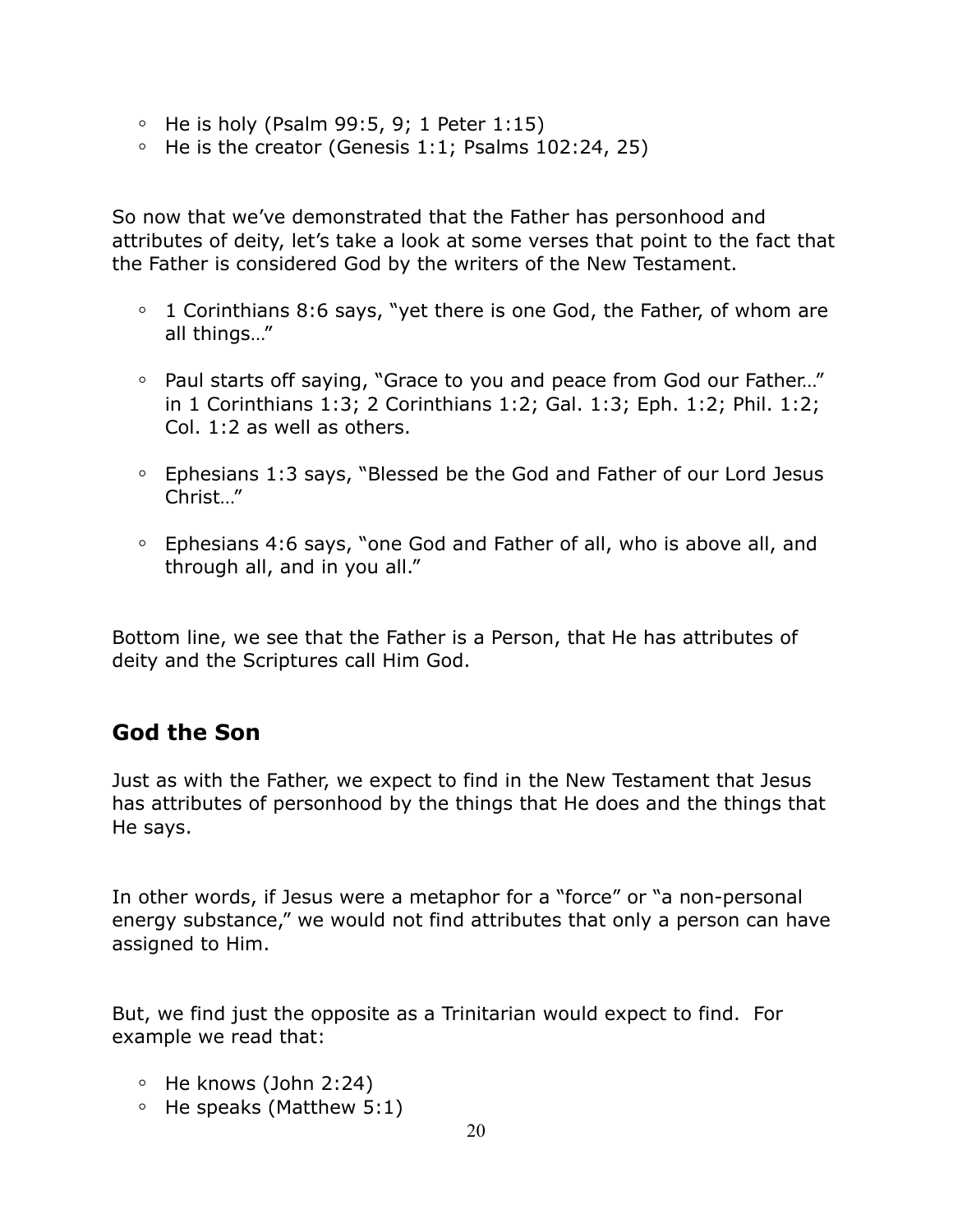- He is holy (Psalm 99:5, 9; 1 Peter 1:15)
- He is the creator (Genesis 1:1; Psalms 102:24, 25)

So now that we've demonstrated that the Father has personhood and attributes of deity, let's take a look at some verses that point to the fact that the Father is considered God by the writers of the New Testament.

- 1 Corinthians 8:6 says, "yet there is one God, the Father, of whom are all things…"
- Paul starts off saying, "Grace to you and peace from God our Father…" in 1 Corinthians 1:3; 2 Corinthians 1:2; Gal. 1:3; Eph. 1:2; Phil. 1:2; Col. 1:2 as well as others.
- Ephesians 1:3 says, "Blessed be the God and Father of our Lord Jesus Christ…"
- Ephesians 4:6 says, "one God and Father of all, who is above all, and through all, and in you all."

Bottom line, we see that the Father is a Person, that He has attributes of deity and the Scriptures call Him God.

## God the Son

Just as with the Father, we expect to find in the New Testament that Jesus has attributes of personhood by the things that He does and the things that He says.

In other words, if Jesus were a metaphor for a "force" or "a non-personal energy substance," we would not find attributes that only a person can have assigned to Him.

But, we find just the opposite as a Trinitarian would expect to find. For example we read that:

- He knows (John 2:24)
- He speaks (Matthew 5:1)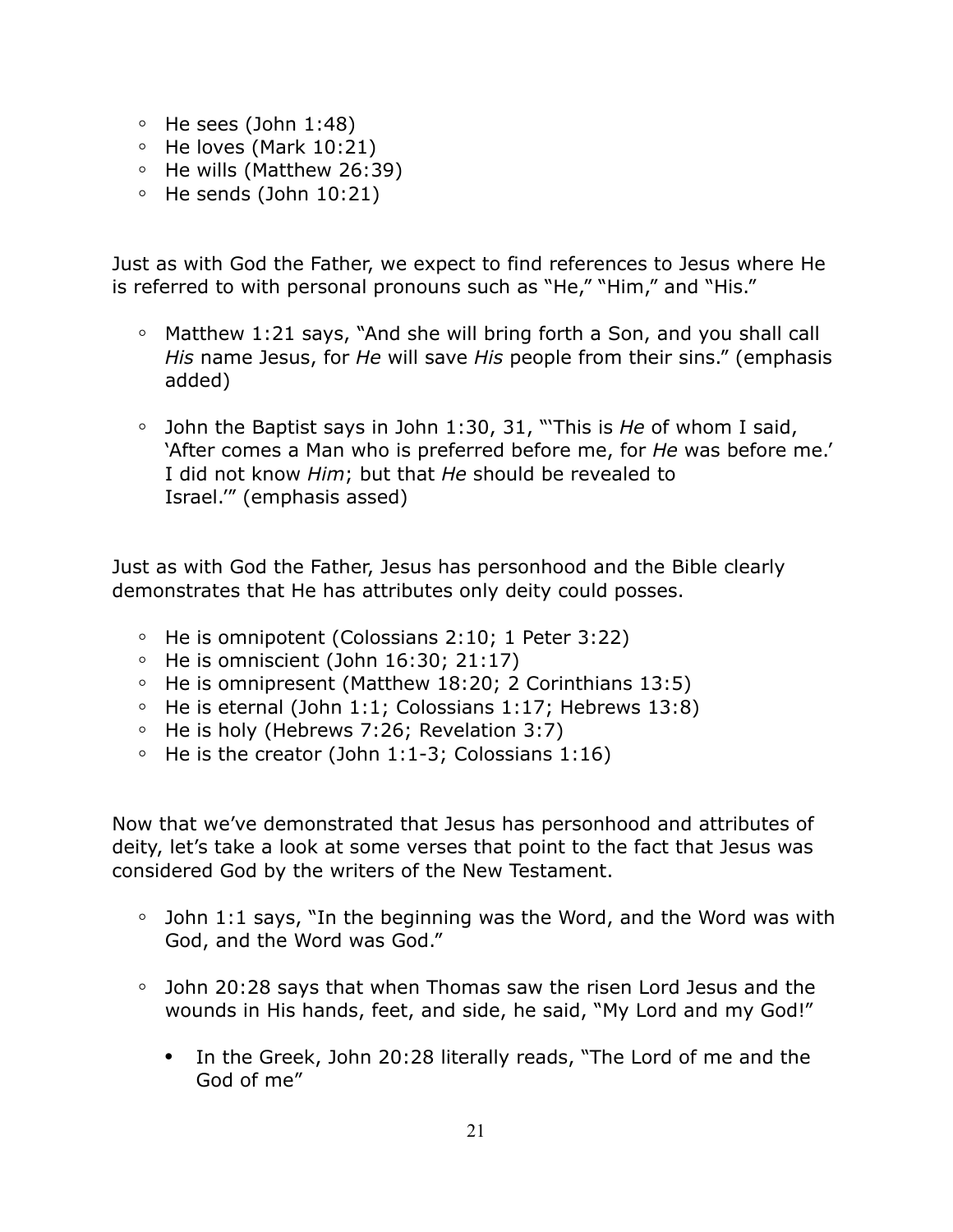- He sees (John 1:48)
- He loves (Mark 10:21)
- He wills (Matthew 26:39)
- He sends (John 10:21)

Just as with God the Father, we expect to find references to Jesus where He is referred to with personal pronouns such as "He," "Him," and "His."

- Matthew 1:21 says, "And she will bring forth a Son, and you shall call *His* name Jesus, for *He* will save *His* people from their sins." (emphasis added)

- John the Baptist says in John 1:30, 31, "'This is *He* of whom I said, 'After comes a Man who is preferred before me, for *He* was before me.' I did not know *Him*; but that *He* should be revealed to Israel.'" (emphasis assed)

Just as with God the Father, Jesus has personhood and the Bible clearly demonstrates that He has attributes only deity could posses.

- He is omnipotent (Colossians 2:10; 1 Peter 3:22)
- He is omniscient (John 16:30; 21:17)
- He is omnipresent (Matthew 18:20; 2 Corinthians 13:5)
- He is eternal (John 1:1; Colossians 1:17; Hebrews 13:8)
- He is holy (Hebrews 7:26; Revelation 3:7)
- He is the creator (John 1:1-3; Colossians 1:16)

Now that we've demonstrated that Jesus has personhood and attributes of deity, let's take a look at some verses that point to the fact that Jesus was considered God by the writers of the New Testament.

- John 1:1 says, "In the beginning was the Word, and the Word was with God, and the Word was God."

- John 20:28 says that when Thomas saw the risen Lord Jesus and the wounds in His hands, feet, and side, he said, "My Lord and my God!"

  - In the Greek, John 20:28 literally reads, "The Lord of me and the God of me"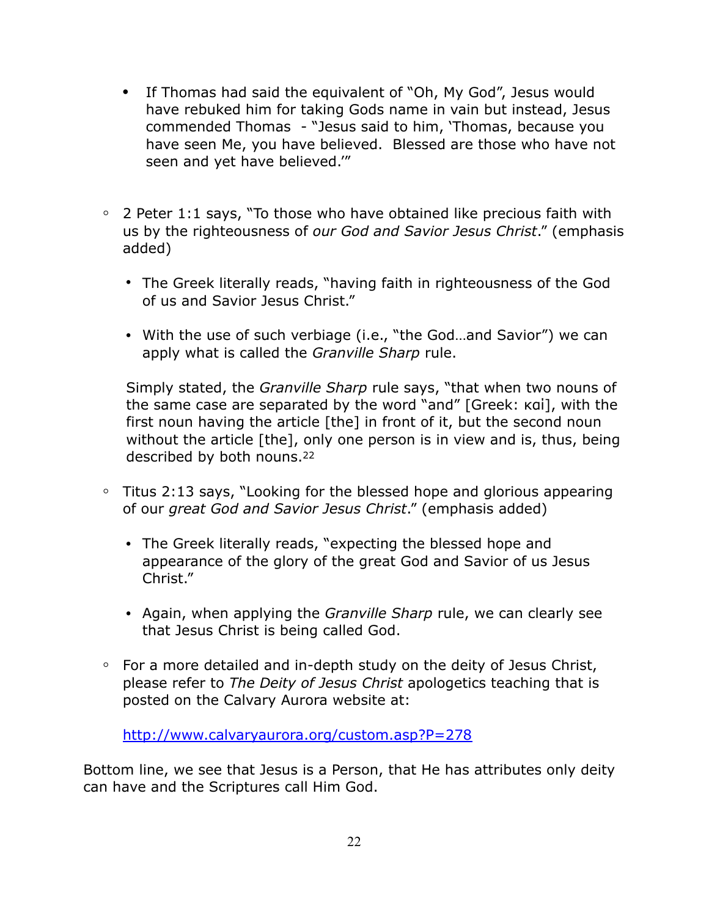- If Thomas had said the equivalent of "Oh, My God", Jesus would have rebuked him for taking Gods name in vain but instead, Jesus commended Thomas - "Jesus said to him, 'Thomas, because you have seen Me, you have believed. Blessed are those who have not seen and yet have believed.'"

- 2 Peter 1:1 says, "To those who have obtained like precious faith with us by the righteousness of *our God and Savior Jesus Christ*." (emphasis added)

    - The Greek literally reads, "having faith in righteousness of the God of us and Savior Jesus Christ."

    - With the use of such verbiage (i.e., "the God…and Savior") we can apply what is called the *Granville Sharp* rule.

  Simply stated, the *Granville Sharp* rule says, "that when two nouns of the same case are separated by the word "and" [Greek: καὶ], with the first noun having the article [the] in front of it, but the second noun without the article [the], only one person is in view and is, thus, being described by both nouns.[22]

- Titus 2:13 says, "Looking for the blessed hope and glorious appearing of our *great God and Savior Jesus Christ*." (emphasis added)

    - The Greek literally reads, "expecting the blessed hope and appearance of the glory of the great God and Savior of us Jesus Christ."

    - Again, when applying the *Granville Sharp* rule, we can clearly see that Jesus Christ is being called God.

- For a more detailed and in-depth study on the deity of Jesus Christ, please refer to *The Deity of Jesus Christ* apologetics teaching that is posted on the Calvary Aurora website at:

  [http://www.calvaryaurora.org/custom.asp?P=278](http://www.calvaryaurora.org/custom.asp?P=278)

Bottom line, we see that Jesus is a Person, that He has attributes only deity can have and the Scriptures call Him God.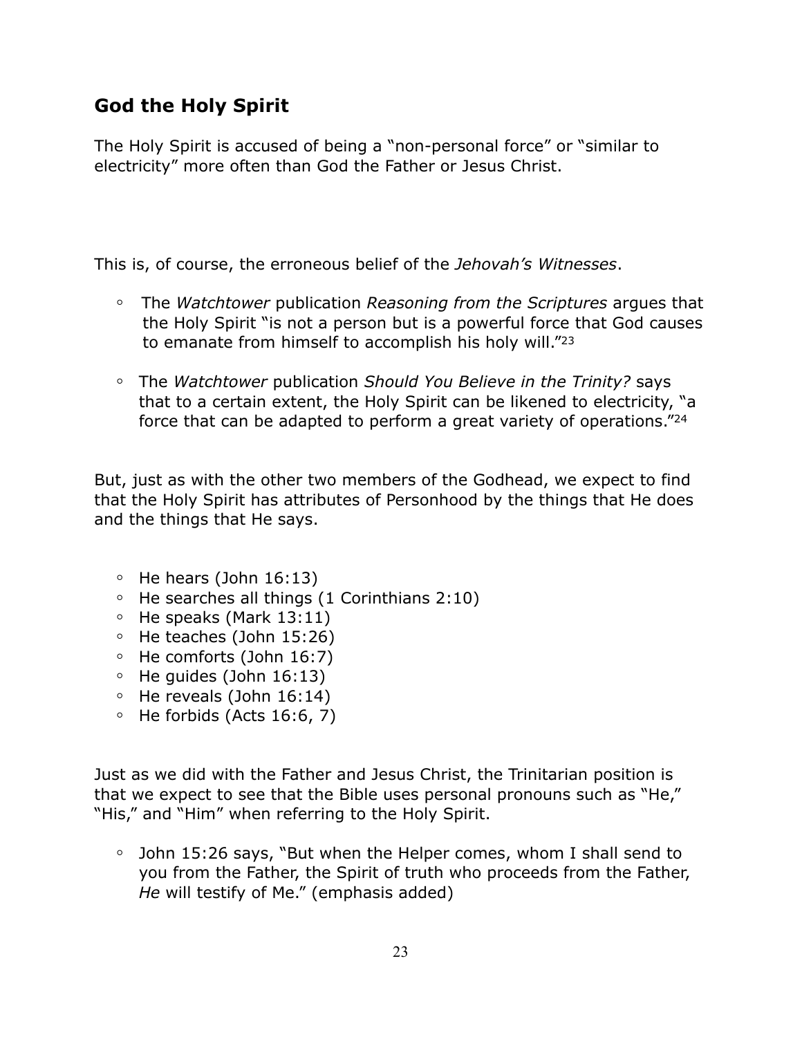## God the Holy Spirit

The Holy Spirit is accused of being a "non-personal force" or "similar to electricity" more often than God the Father or Jesus Christ.

This is, of course, the erroneous belief of the *Jehovah's Witnesses*.

- The *Watchtower* publication *Reasoning from the Scriptures* argues that the Holy Spirit "is not a person but is a powerful force that God causes to emanate from himself to accomplish his holy will."[23]
- The *Watchtower* publication *Should You Believe in the Trinity?* says that to a certain extent, the Holy Spirit can be likened to electricity, "a force that can be adapted to perform a great variety of operations."[24]

But, just as with the other two members of the Godhead, we expect to find that the Holy Spirit has attributes of Personhood by the things that He does and the things that He says.

- He hears (John 16:13)
- He searches all things (1 Corinthians 2:10)
- He speaks (Mark 13:11)
- He teaches (John 15:26)
- He comforts (John 16:7)
- He guides (John 16:13)
- He reveals (John 16:14)
- He forbids (Acts 16:6, 7)

Just as we did with the Father and Jesus Christ, the Trinitarian position is that we expect to see that the Bible uses personal pronouns such as "He," "His," and "Him" when referring to the Holy Spirit.

- John 15:26 says, "But when the Helper comes, whom I shall send to you from the Father, the Spirit of truth who proceeds from the Father, *He* will testify of Me." (emphasis added)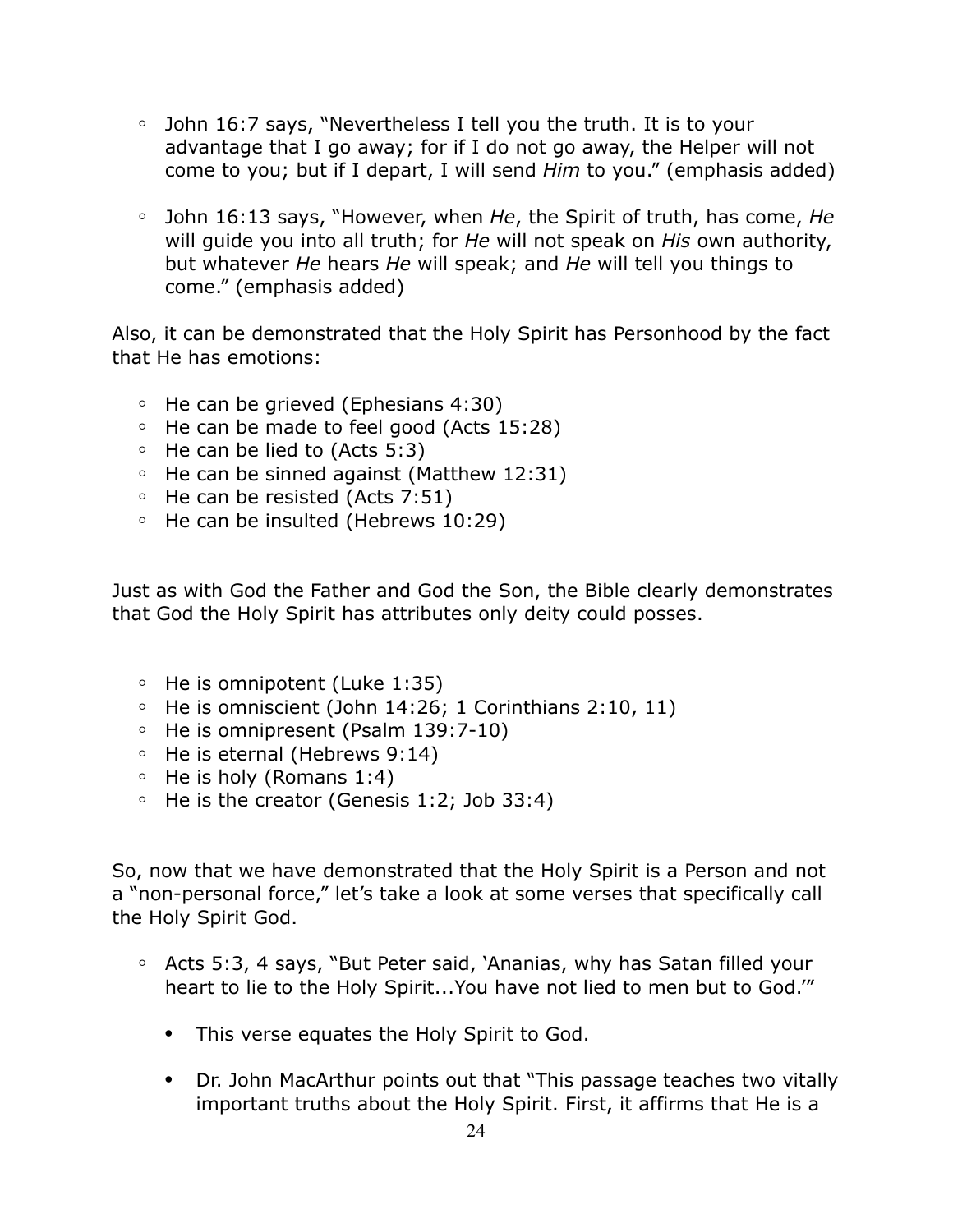- John 16:7 says, "Nevertheless I tell you the truth. It is to your advantage that I go away; for if I do not go away, the Helper will not come to you; but if I depart, I will send *Him* to you." (emphasis added)

- John 16:13 says, "However, when *He*, the Spirit of truth, has come, *He* will guide you into all truth; for *He* will not speak on *His* own authority, but whatever *He* hears *He* will speak; and *He* will tell you things to come." (emphasis added)

Also, it can be demonstrated that the Holy Spirit has Personhood by the fact that He has emotions:

- He can be grieved (Ephesians 4:30)
- He can be made to feel good (Acts 15:28)
- He can be lied to (Acts 5:3)
- He can be sinned against (Matthew 12:31)
- He can be resisted (Acts 7:51)
- He can be insulted (Hebrews 10:29)

Just as with God the Father and God the Son, the Bible clearly demonstrates that God the Holy Spirit has attributes only deity could posses.

- He is omnipotent (Luke 1:35)
- He is omniscient (John 14:26; 1 Corinthians 2:10, 11)
- He is omnipresent (Psalm 139:7-10)
- He is eternal (Hebrews 9:14)
- He is holy (Romans 1:4)
- He is the creator (Genesis 1:2; Job 33:4)

So, now that we have demonstrated that the Holy Spirit is a Person and not a "non-personal force," let's take a look at some verses that specifically call the Holy Spirit God.

- Acts 5:3, 4 says, "But Peter said, 'Ananias, why has Satan filled your heart to lie to the Holy Spirit...You have not lied to men but to God.'"

  - This verse equates the Holy Spirit to God.

  - Dr. John MacArthur points out that "This passage teaches two vitally important truths about the Holy Spirit. First, it affirms that He is a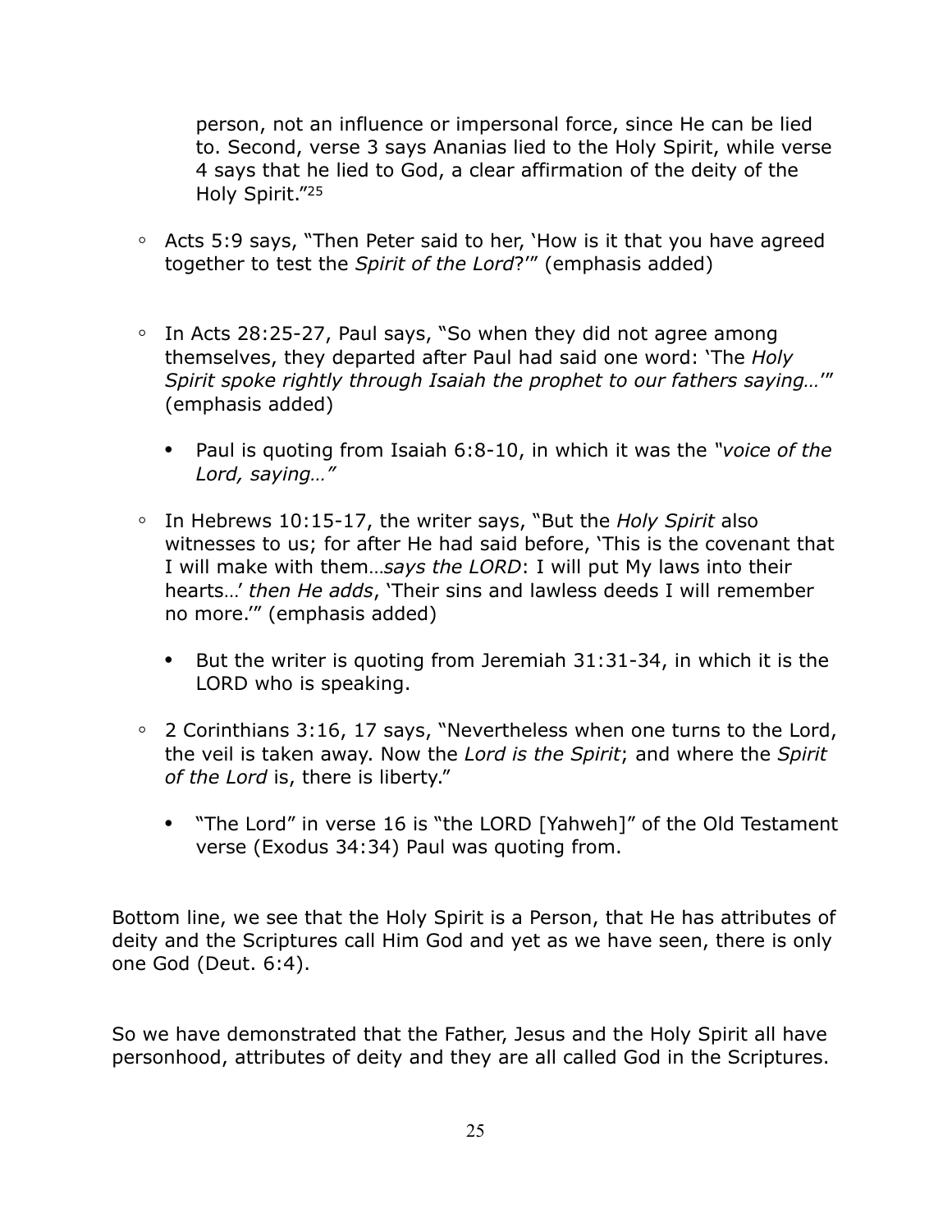person, not an influence or impersonal force, since He can be lied to. Second, verse 3 says Ananias lied to the Holy Spirit, while verse 4 says that he lied to God, a clear affirmation of the deity of the Holy Spirit."[25]

- Acts 5:9 says, "Then Peter said to her, 'How is it that you have agreed together to test the *Spirit of the Lord*?'" (emphasis added)

- In Acts 28:25-27, Paul says, "So when they did not agree among themselves, they departed after Paul had said one word: 'The *Holy Spirit spoke rightly through Isaiah the prophet to our fathers saying…*'" (emphasis added)

  - Paul is quoting from Isaiah 6:8-10, in which it was the *"voice of the Lord, saying…"*

- In Hebrews 10:15-17, the writer says, "But the *Holy Spirit* also witnesses to us; for after He had said before, 'This is the covenant that I will make with them…*says the LORD*: I will put My laws into their hearts…' *then He adds*, 'Their sins and lawless deeds I will remember no more.'" (emphasis added)

  - But the writer is quoting from Jeremiah 31:31-34, in which it is the LORD who is speaking.

- 2 Corinthians 3:16, 17 says, "Nevertheless when one turns to the Lord, the veil is taken away. Now the *Lord is the Spirit*; and where the *Spirit of the Lord* is, there is liberty."

  - "The Lord" in verse 16 is "the LORD [Yahweh]" of the Old Testament verse (Exodus 34:34) Paul was quoting from.

Bottom line, we see that the Holy Spirit is a Person, that He has attributes of deity and the Scriptures call Him God and yet as we have seen, there is only one God (Deut. 6:4).

So we have demonstrated that the Father, Jesus and the Holy Spirit all have personhood, attributes of deity and they are all called God in the Scriptures.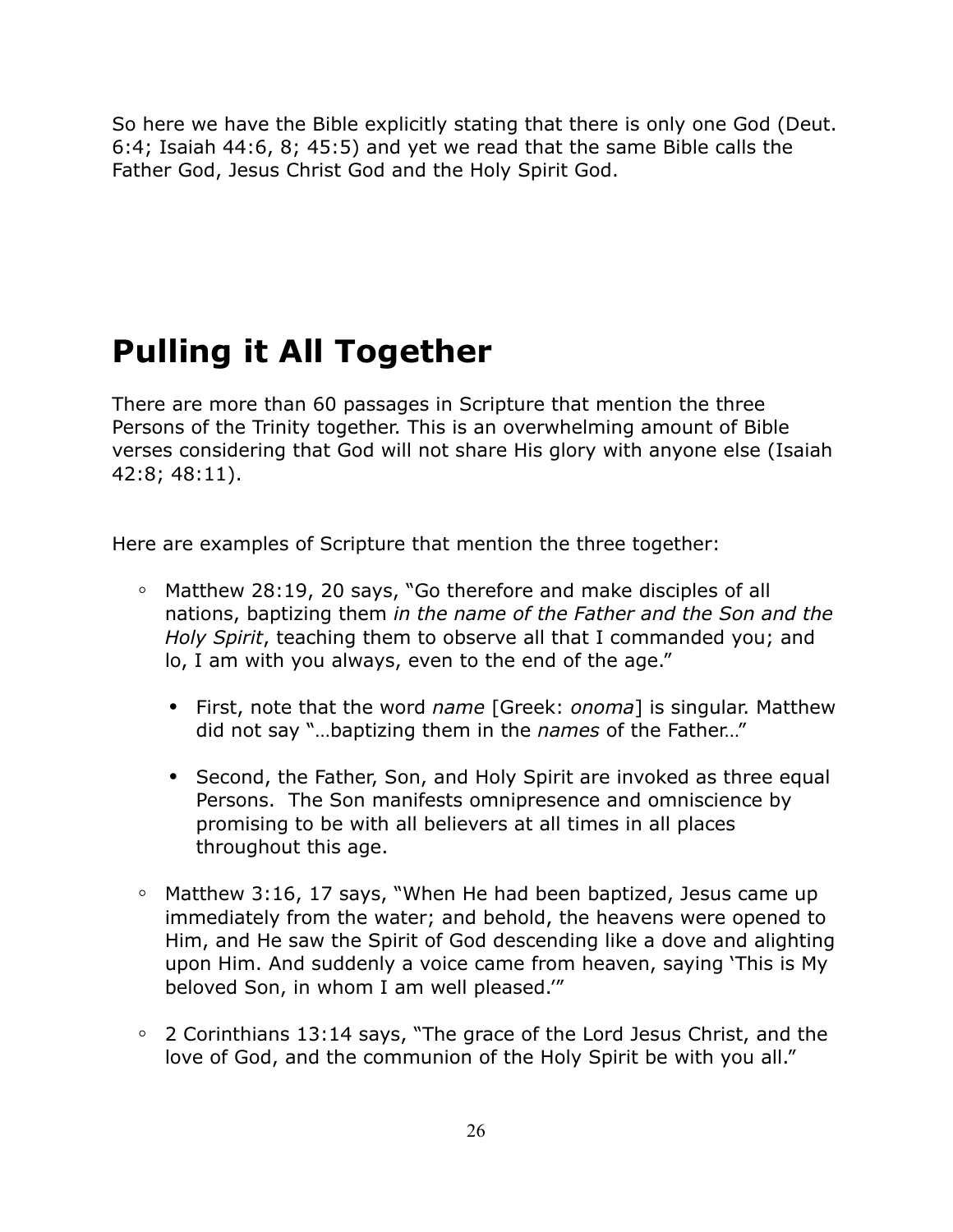So here we have the Bible explicitly stating that there is only one God (Deut. 6:4; Isaiah 44:6, 8; 45:5) and yet we read that the same Bible calls the Father God, Jesus Christ God and the Holy Spirit God.

# Pulling it All Together

There are more than 60 passages in Scripture that mention the three Persons of the Trinity together. This is an overwhelming amount of Bible verses considering that God will not share His glory with anyone else (Isaiah 42:8; 48:11).

Here are examples of Scripture that mention the three together:

- Matthew 28:19, 20 says, "Go therefore and make disciples of all nations, baptizing them *in the name of the Father and the Son and the Holy Spirit*, teaching them to observe all that I commanded you; and lo, I am with you always, even to the end of the age."
  - First, note that the word *name* [Greek: *onoma*] is singular. Matthew did not say "…baptizing them in the *names* of the Father…"
  - Second, the Father, Son, and Holy Spirit are invoked as three equal Persons. The Son manifests omnipresence and omniscience by promising to be with all believers at all times in all places throughout this age.
- Matthew 3:16, 17 says, "When He had been baptized, Jesus came up immediately from the water; and behold, the heavens were opened to Him, and He saw the Spirit of God descending like a dove and alighting upon Him. And suddenly a voice came from heaven, saying 'This is My beloved Son, in whom I am well pleased.'"
- 2 Corinthians 13:14 says, "The grace of the Lord Jesus Christ, and the love of God, and the communion of the Holy Spirit be with you all."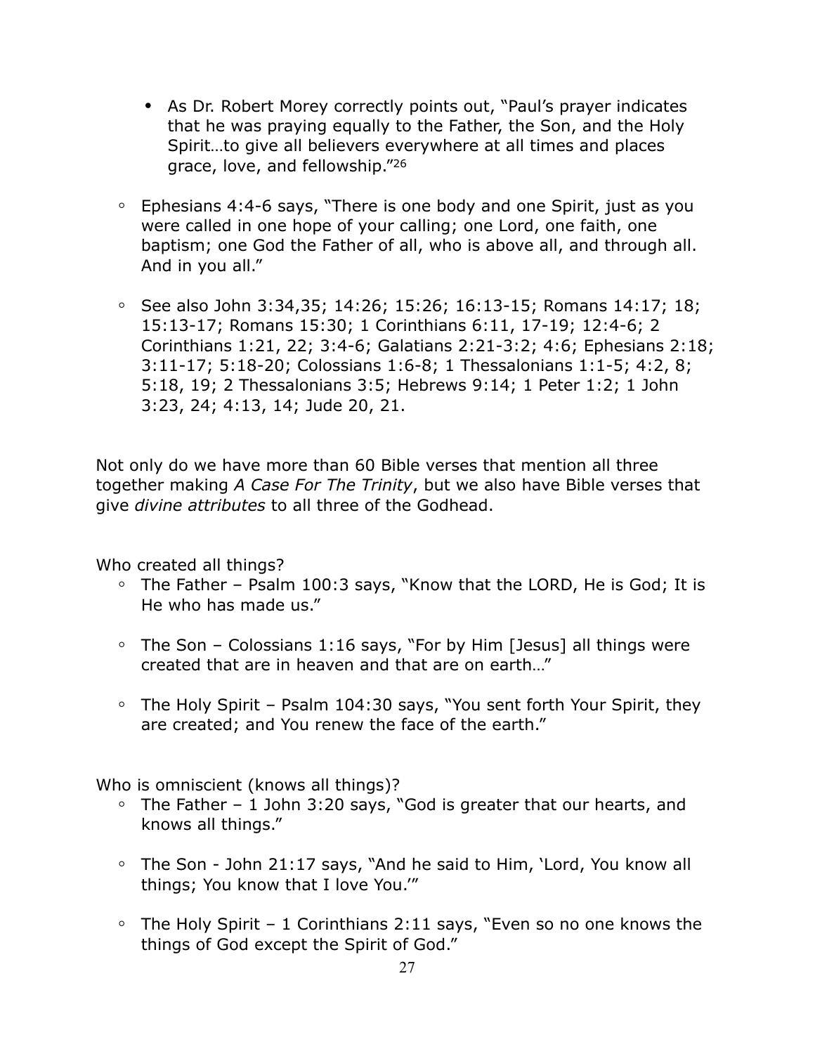- As Dr. Robert Morey correctly points out, "Paul's prayer indicates that he was praying equally to the Father, the Son, and the Holy Spirit…to give all believers everywhere at all times and places grace, love, and fellowship."[26]

- Ephesians 4:4-6 says, "There is one body and one Spirit, just as you were called in one hope of your calling; one Lord, one faith, one baptism; one God the Father of all, who is above all, and through all. And in you all."

- See also John 3:34,35; 14:26; 15:26; 16:13-15; Romans 14:17; 18; 15:13-17; Romans 15:30; 1 Corinthians 6:11, 17-19; 12:4-6; 2 Corinthians 1:21, 22; 3:4-6; Galatians 2:21-3:2; 4:6; Ephesians 2:18; 3:11-17; 5:18-20; Colossians 1:6-8; 1 Thessalonians 1:1-5; 4:2, 8; 5:18, 19; 2 Thessalonians 3:5; Hebrews 9:14; 1 Peter 1:2; 1 John 3:23, 24; 4:13, 14; Jude 20, 21.

Not only do we have more than 60 Bible verses that mention all three together making *A Case For The Trinity*, but we also have Bible verses that give *divine attributes* to all three of the Godhead.

Who created all things?

- The Father – Psalm 100:3 says, "Know that the LORD, He is God; It is He who has made us."

- The Son – Colossians 1:16 says, "For by Him [Jesus] all things were created that are in heaven and that are on earth…"

- The Holy Spirit – Psalm 104:30 says, "You sent forth Your Spirit, they are created; and You renew the face of the earth."

Who is omniscient (knows all things)?

- The Father – 1 John 3:20 says, "God is greater that our hearts, and knows all things."

- The Son - John 21:17 says, "And he said to Him, 'Lord, You know all things; You know that I love You.'"

- The Holy Spirit – 1 Corinthians 2:11 says, "Even so no one knows the things of God except the Spirit of God."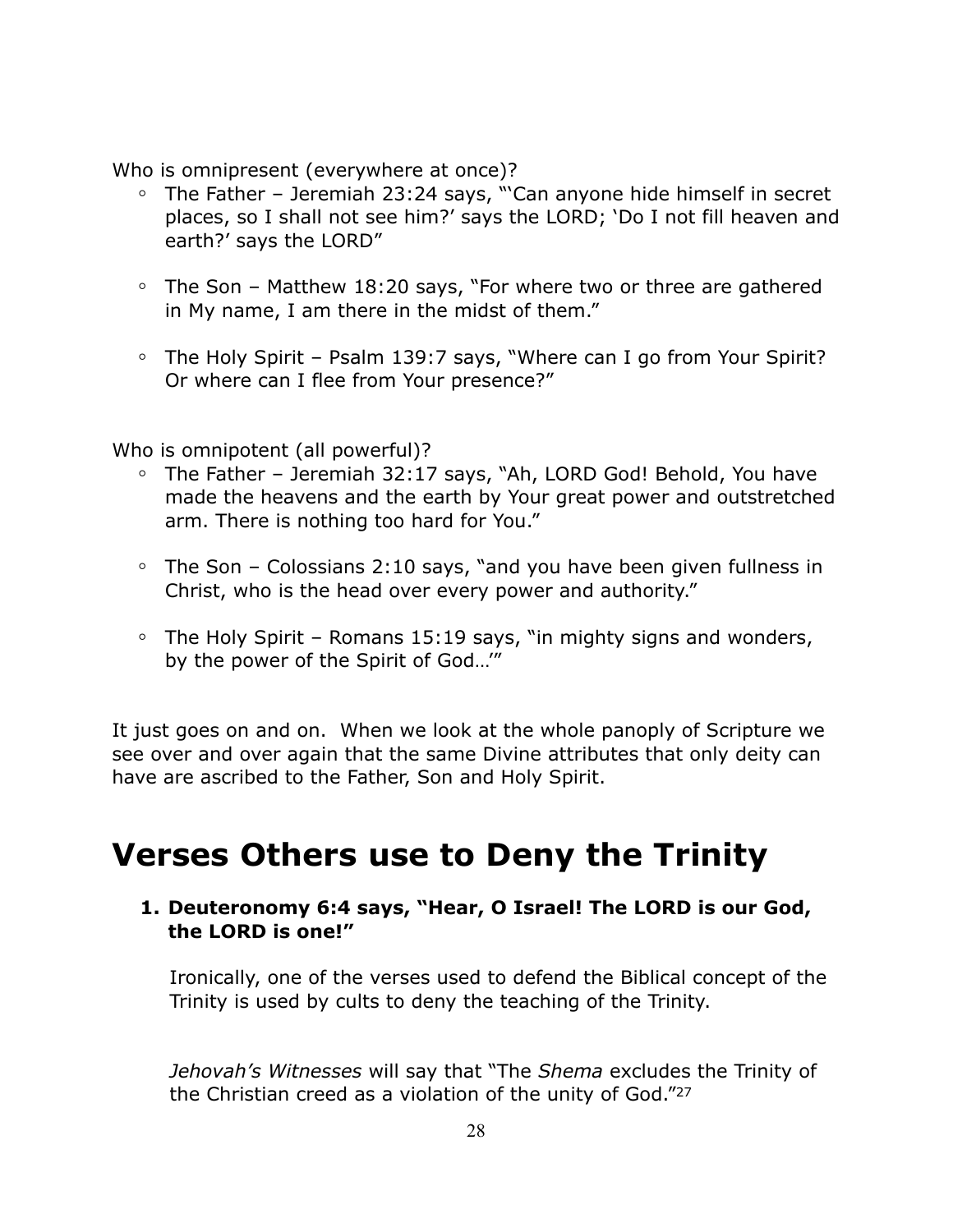Who is omnipresent (everywhere at once)?

- The Father – Jeremiah 23:24 says, "'Can anyone hide himself in secret places, so I shall not see him?' says the LORD; 'Do I not fill heaven and earth?' says the LORD"

- The Son – Matthew 18:20 says, "For where two or three are gathered in My name, I am there in the midst of them."

- The Holy Spirit – Psalm 139:7 says, "Where can I go from Your Spirit? Or where can I flee from Your presence?"

Who is omnipotent (all powerful)?

- The Father – Jeremiah 32:17 says, "Ah, LORD God! Behold, You have made the heavens and the earth by Your great power and outstretched arm. There is nothing too hard for You."

- The Son – Colossians 2:10 says, "and you have been given fullness in Christ, who is the head over every power and authority."

- The Holy Spirit – Romans 15:19 says, "in mighty signs and wonders, by the power of the Spirit of God…'"

It just goes on and on. When we look at the whole panoply of Scripture we see over and over again that the same Divine attributes that only deity can have are ascribed to the Father, Son and Holy Spirit.

# Verses Others use to Deny the Trinity

1. **Deuteronomy 6:4 says, "Hear, O Israel! The LORD is our God, the LORD is one!"**

   Ironically, one of the verses used to defend the Biblical concept of the Trinity is used by cults to deny the teaching of the Trinity.

   *Jehovah's Witnesses* will say that "The *Shema* excludes the Trinity of the Christian creed as a violation of the unity of God."[27]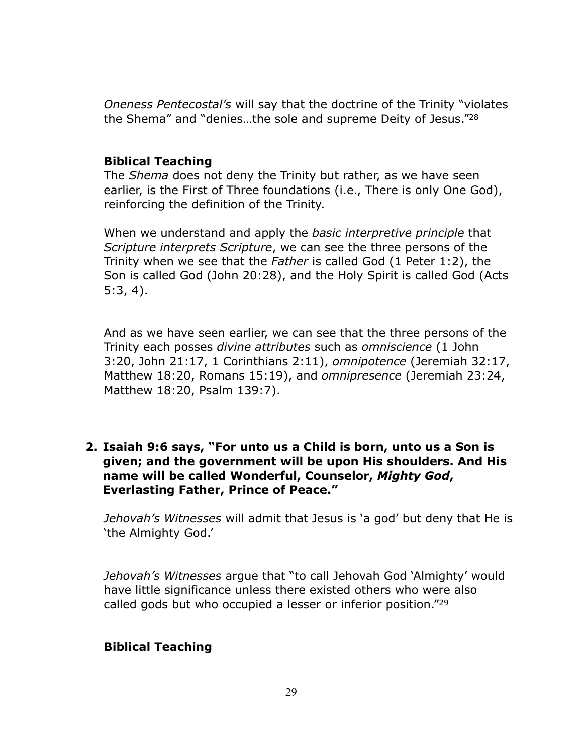*Oneness Pentecostal's* will say that the doctrine of the Trinity "violates the Shema" and "denies…the sole and supreme Deity of Jesus."[28]

**Biblical Teaching**

The *Shema* does not deny the Trinity but rather, as we have seen earlier, is the First of Three foundations (i.e., There is only One God), reinforcing the definition of the Trinity.

When we understand and apply the *basic interpretive principle* that *Scripture interprets Scripture*, we can see the three persons of the Trinity when we see that the *Father* is called God (1 Peter 1:2), the Son is called God (John 20:28), and the Holy Spirit is called God (Acts 5:3, 4).

And as we have seen earlier, we can see that the three persons of the Trinity each posses *divine attributes* such as *omniscience* (1 John 3:20, John 21:17, 1 Corinthians 2:11), *omnipotence* (Jeremiah 32:17, Matthew 18:20, Romans 15:19), and *omnipresence* (Jeremiah 23:24, Matthew 18:20, Psalm 139:7).

2. **Isaiah 9:6 says, "For unto us a Child is born, unto us a Son is given; and the government will be upon His shoulders. And His name will be called Wonderful, Counselor, *Mighty God*, Everlasting Father, Prince of Peace."**

   *Jehovah's Witnesses* will admit that Jesus is 'a god' but deny that He is 'the Almighty God.'

   *Jehovah's Witnesses* argue that "to call Jehovah God 'Almighty' would have little significance unless there existed others who were also called gods but who occupied a lesser or inferior position."[29]

   **Biblical Teaching**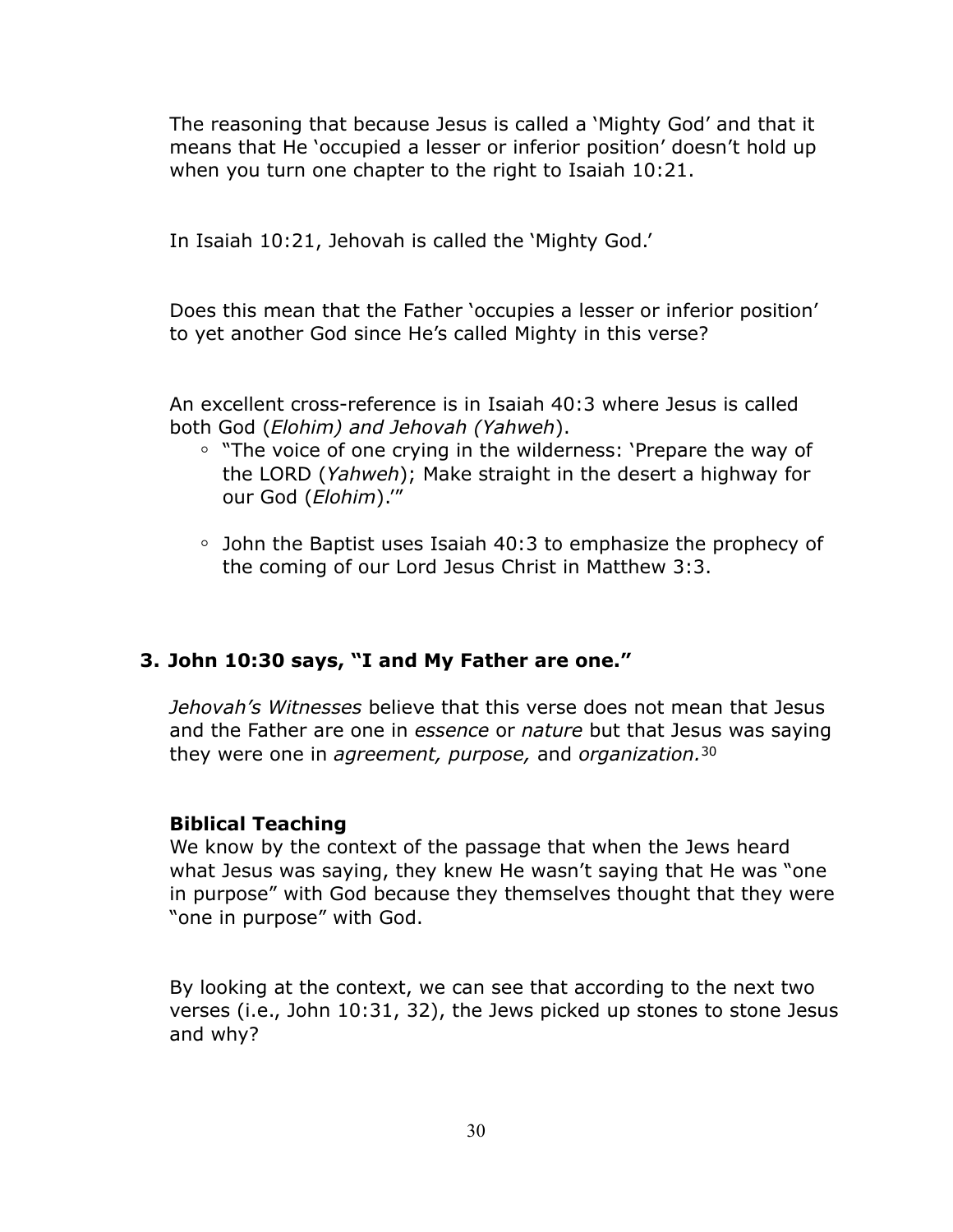The reasoning that because Jesus is called a 'Mighty God' and that it means that He 'occupied a lesser or inferior position' doesn't hold up when you turn one chapter to the right to Isaiah 10:21.

In Isaiah 10:21, Jehovah is called the 'Mighty God.'

Does this mean that the Father 'occupies a lesser or inferior position' to yet another God since He's called Mighty in this verse?

An excellent cross-reference is in Isaiah 40:3 where Jesus is called both God (*Elohim) and Jehovah (Yahweh*).

- "The voice of one crying in the wilderness: 'Prepare the way of the LORD (*Yahweh*); Make straight in the desert a highway for our God (*Elohim*).'"
- John the Baptist uses Isaiah 40:3 to emphasize the prophecy of the coming of our Lord Jesus Christ in Matthew 3:3.

### 3. John 10:30 says, "I and My Father are one."

*Jehovah's Witnesses* believe that this verse does not mean that Jesus and the Father are one in *essence* or *nature* but that Jesus was saying they were one in *agreement, purpose,* and *organization.*[30]

**Biblical Teaching**

We know by the context of the passage that when the Jews heard what Jesus was saying, they knew He wasn't saying that He was "one in purpose" with God because they themselves thought that they were "one in purpose" with God.

By looking at the context, we can see that according to the next two verses (i.e., John 10:31, 32), the Jews picked up stones to stone Jesus and why?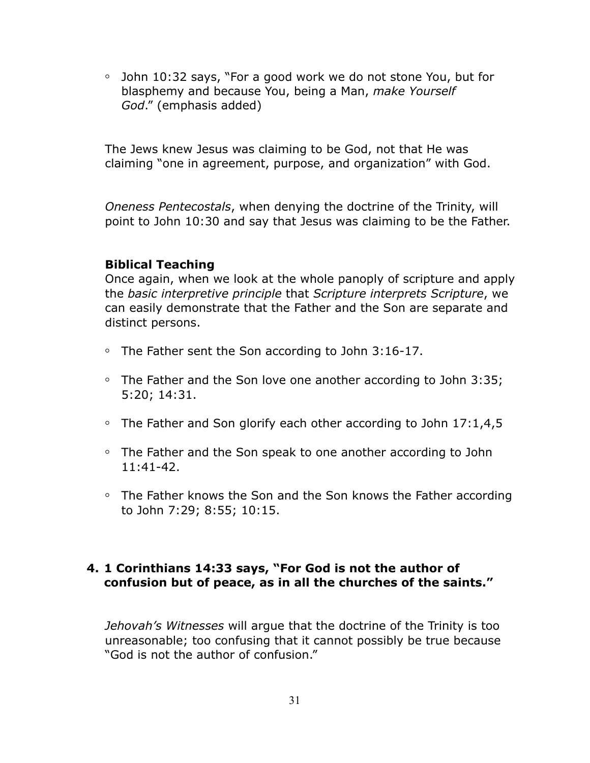- John 10:32 says, "For a good work we do not stone You, but for blasphemy and because You, being a Man, *make Yourself God*." (emphasis added)

The Jews knew Jesus was claiming to be God, not that He was claiming "one in agreement, purpose, and organization" with God.

*Oneness Pentecostals*, when denying the doctrine of the Trinity, will point to John 10:30 and say that Jesus was claiming to be the Father.

**Biblical Teaching**

Once again, when we look at the whole panoply of scripture and apply the *basic interpretive principle* that *Scripture interprets Scripture*, we can easily demonstrate that the Father and the Son are separate and distinct persons.

- The Father sent the Son according to John 3:16-17.
- The Father and the Son love one another according to John 3:35; 5:20; 14:31.
- The Father and Son glorify each other according to John 17:1,4,5
- The Father and the Son speak to one another according to John 11:41-42.
- The Father knows the Son and the Son knows the Father according to John 7:29; 8:55; 10:15.

**4. 1 Corinthians 14:33 says, "For God is not the author of confusion but of peace, as in all the churches of the saints."**

*Jehovah's Witnesses* will argue that the doctrine of the Trinity is too unreasonable; too confusing that it cannot possibly be true because "God is not the author of confusion."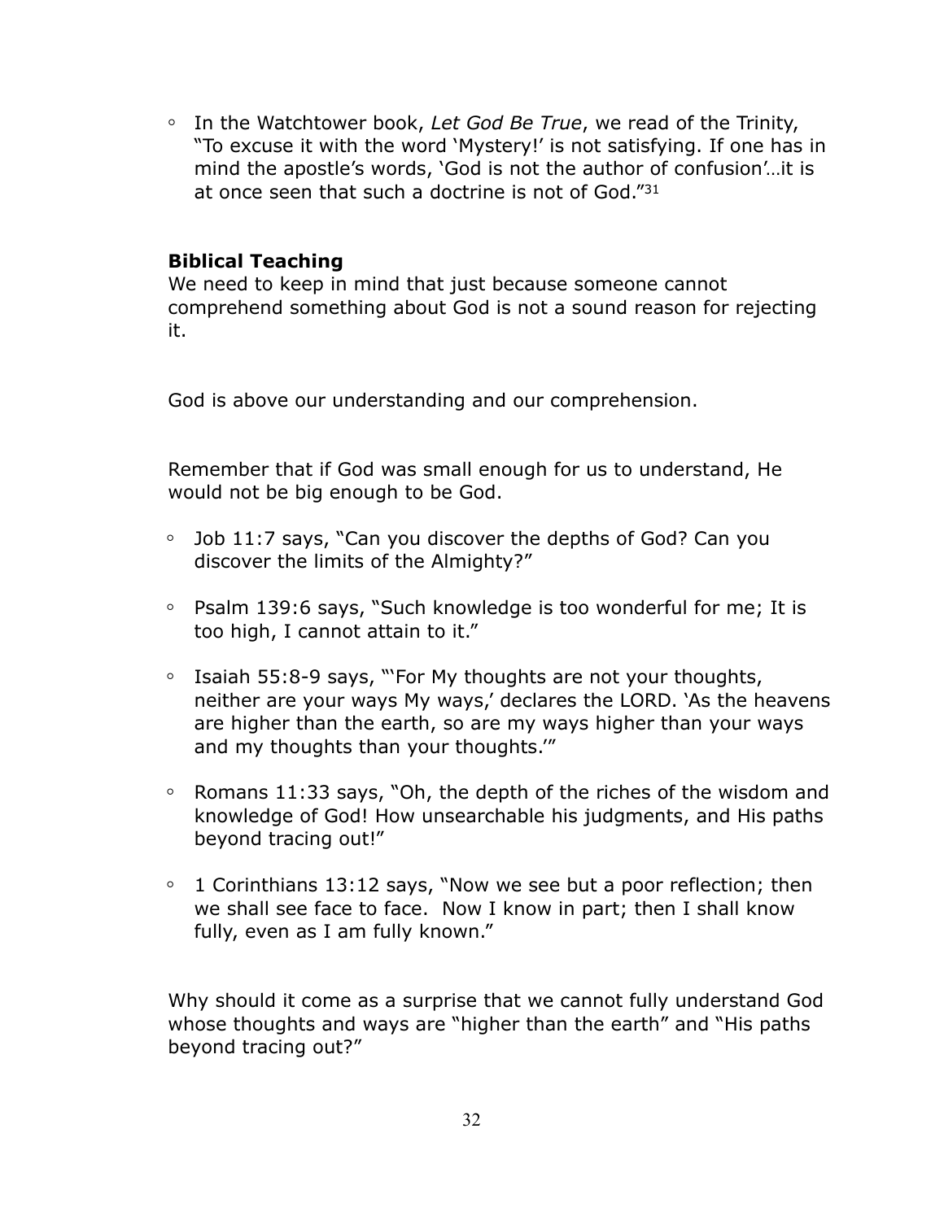- In the Watchtower book, *Let God Be True*, we read of the Trinity, "To excuse it with the word 'Mystery!' is not satisfying. If one has in mind the apostle's words, 'God is not the author of confusion'…it is at once seen that such a doctrine is not of God."[31]

**Biblical Teaching**

We need to keep in mind that just because someone cannot comprehend something about God is not a sound reason for rejecting it.

God is above our understanding and our comprehension.

Remember that if God was small enough for us to understand, He would not be big enough to be God.

- Job 11:7 says, "Can you discover the depths of God? Can you discover the limits of the Almighty?"
- Psalm 139:6 says, "Such knowledge is too wonderful for me; It is too high, I cannot attain to it."
- Isaiah 55:8-9 says, "'For My thoughts are not your thoughts, neither are your ways My ways,' declares the LORD. 'As the heavens are higher than the earth, so are my ways higher than your ways and my thoughts than your thoughts.'"
- Romans 11:33 says, "Oh, the depth of the riches of the wisdom and knowledge of God! How unsearchable his judgments, and His paths beyond tracing out!"
- 1 Corinthians 13:12 says, "Now we see but a poor reflection; then we shall see face to face. Now I know in part; then I shall know fully, even as I am fully known."

Why should it come as a surprise that we cannot fully understand God whose thoughts and ways are "higher than the earth" and "His paths beyond tracing out?"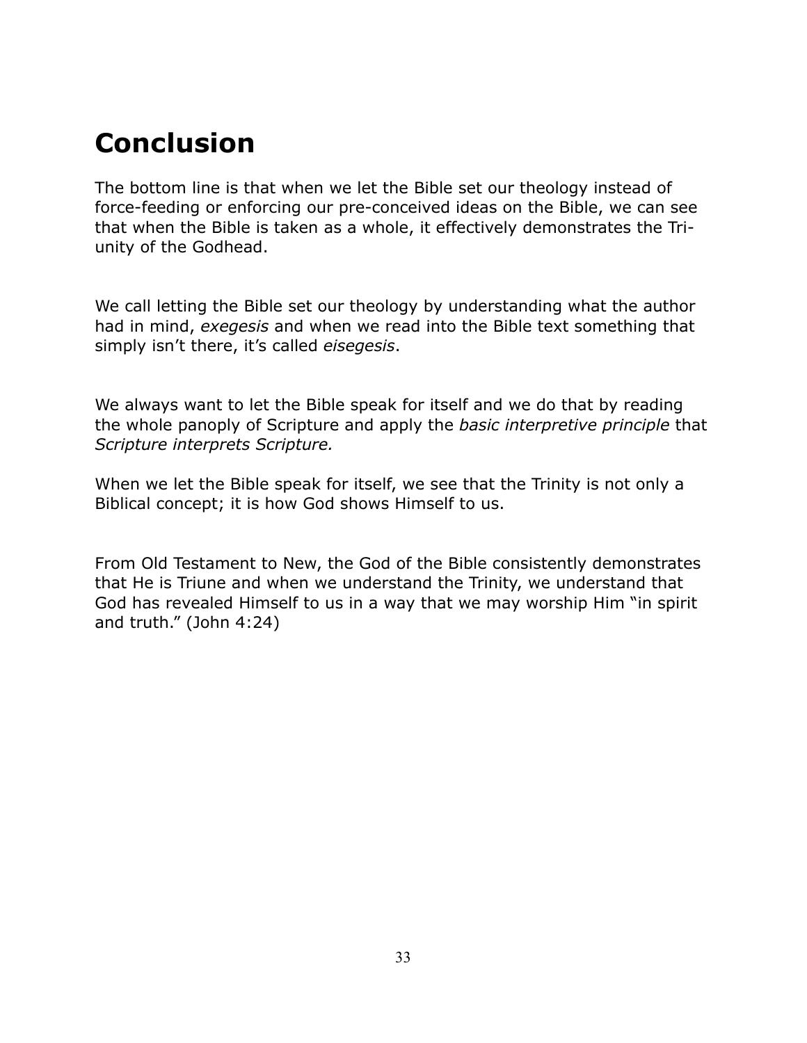# Conclusion

The bottom line is that when we let the Bible set our theology instead of force-feeding or enforcing our pre-conceived ideas on the Bible, we can see that when the Bible is taken as a whole, it effectively demonstrates the Tri-unity of the Godhead.

We call letting the Bible set our theology by understanding what the author had in mind, *exegesis* and when we read into the Bible text something that simply isn't there, it's called *eisegesis*.

We always want to let the Bible speak for itself and we do that by reading the whole panoply of Scripture and apply the *basic interpretive principle* that *Scripture interprets Scripture.*

When we let the Bible speak for itself, we see that the Trinity is not only a Biblical concept; it is how God shows Himself to us.

From Old Testament to New, the God of the Bible consistently demonstrates that He is Triune and when we understand the Trinity, we understand that God has revealed Himself to us in a way that we may worship Him "in spirit and truth." (John 4:24)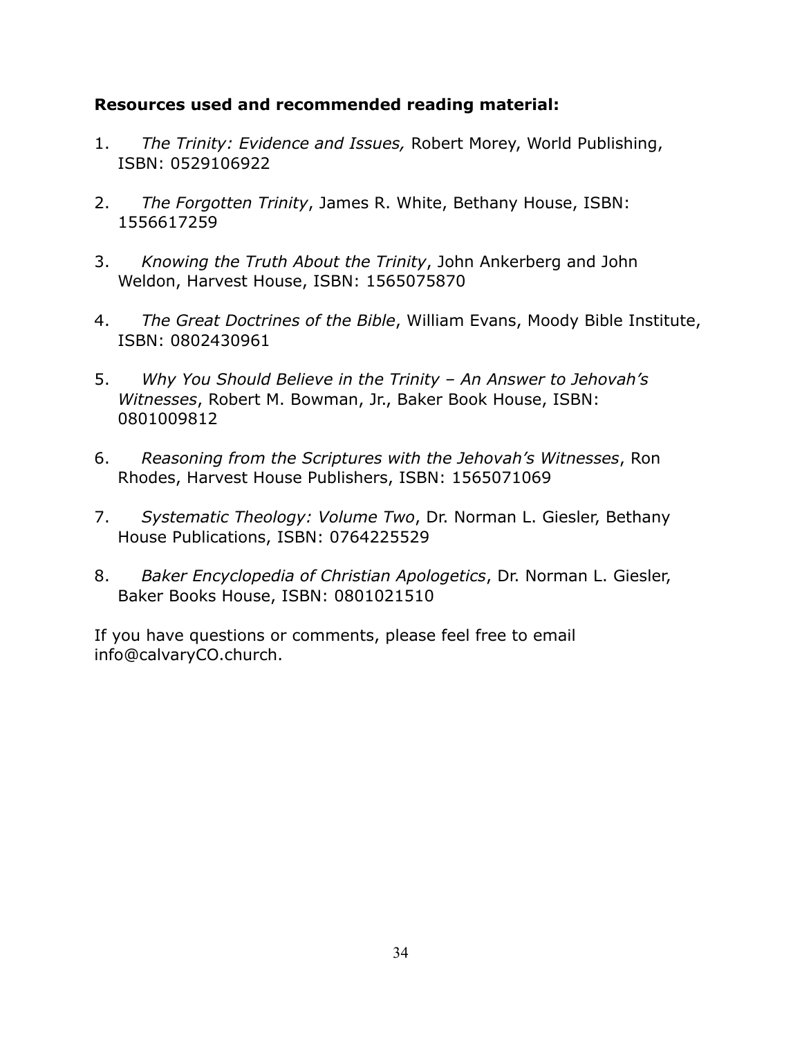**Resources used and recommended reading material:**

1. *The Trinity: Evidence and Issues,* Robert Morey, World Publishing, ISBN: 0529106922

2. *The Forgotten Trinity*, James R. White, Bethany House, ISBN: 1556617259

3. *Knowing the Truth About the Trinity*, John Ankerberg and John Weldon, Harvest House, ISBN: 1565075870

4. *The Great Doctrines of the Bible*, William Evans, Moody Bible Institute, ISBN: 0802430961

5. *Why You Should Believe in the Trinity – An Answer to Jehovah's Witnesses*, Robert M. Bowman, Jr., Baker Book House, ISBN: 0801009812

6. *Reasoning from the Scriptures with the Jehovah's Witnesses*, Ron Rhodes, Harvest House Publishers, ISBN: 1565071069

7. *Systematic Theology: Volume Two*, Dr. Norman L. Giesler, Bethany House Publications, ISBN: 0764225529

8. *Baker Encyclopedia of Christian Apologetics*, Dr. Norman L. Giesler, Baker Books House, ISBN: 0801021510

If you have questions or comments, please feel free to email info@calvaryCO.church.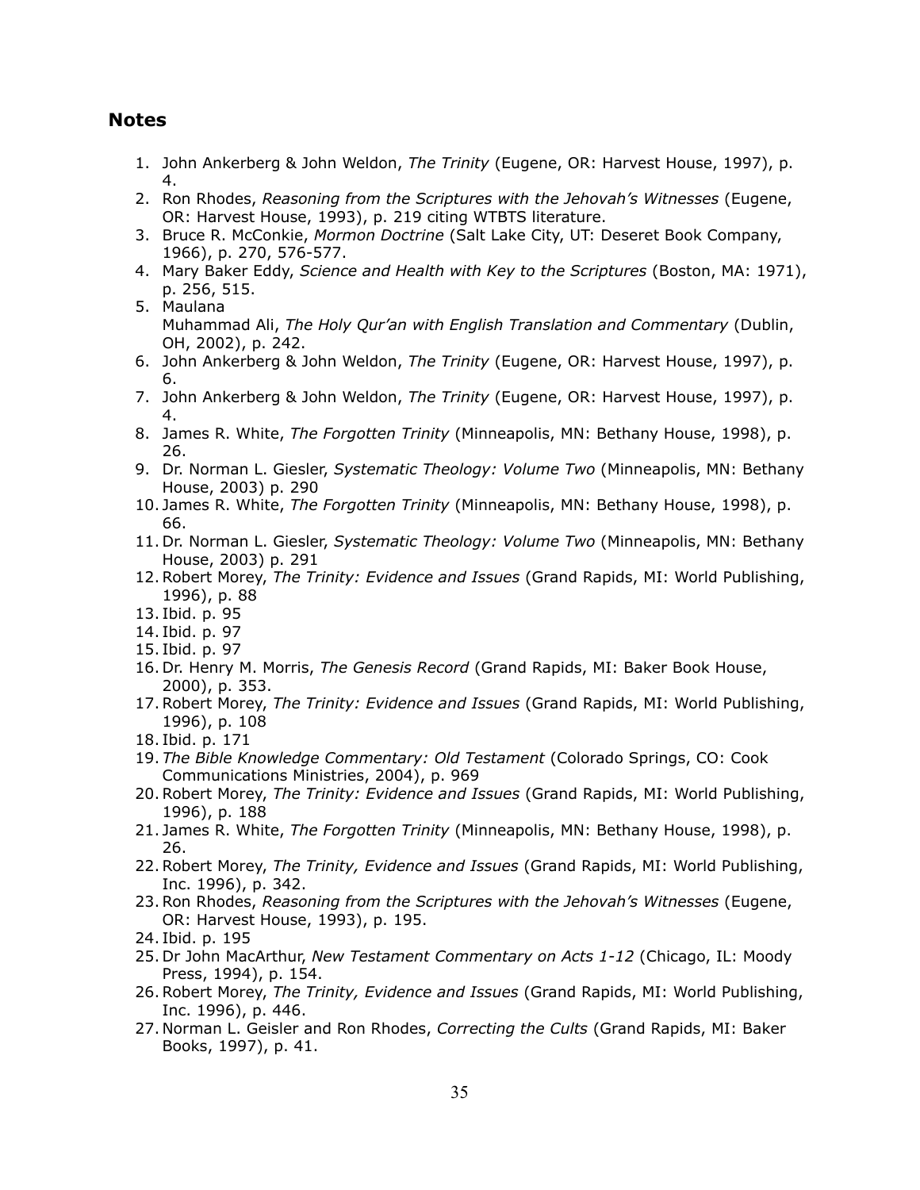## Notes

1. John Ankerberg & John Weldon, *The Trinity* (Eugene, OR: Harvest House, 1997), p. 4.
2. Ron Rhodes, *Reasoning from the Scriptures with the Jehovah's Witnesses* (Eugene, OR: Harvest House, 1993), p. 219 citing WTBTS literature.
3. Bruce R. McConkie, *Mormon Doctrine* (Salt Lake City, UT: Deseret Book Company, 1966), p. 270, 576-577.
4. Mary Baker Eddy, *Science and Health with Key to the Scriptures* (Boston, MA: 1971), p. 256, 515.
5. Maulana Muhammad Ali, *The Holy Qur'an with English Translation and Commentary* (Dublin, OH, 2002), p. 242.
6. John Ankerberg & John Weldon, *The Trinity* (Eugene, OR: Harvest House, 1997), p. 6.
7. John Ankerberg & John Weldon, *The Trinity* (Eugene, OR: Harvest House, 1997), p. 4.
8. James R. White, *The Forgotten Trinity* (Minneapolis, MN: Bethany House, 1998), p. 26.
9. Dr. Norman L. Giesler, *Systematic Theology: Volume Two* (Minneapolis, MN: Bethany House, 2003) p. 290
10. James R. White, *The Forgotten Trinity* (Minneapolis, MN: Bethany House, 1998), p. 66.
11. Dr. Norman L. Giesler, *Systematic Theology: Volume Two* (Minneapolis, MN: Bethany House, 2003) p. 291
12. Robert Morey, *The Trinity: Evidence and Issues* (Grand Rapids, MI: World Publishing, 1996), p. 88
13. Ibid. p. 95
14. Ibid. p. 97
15. Ibid. p. 97
16. Dr. Henry M. Morris, *The Genesis Record* (Grand Rapids, MI: Baker Book House, 2000), p. 353.
17. Robert Morey, *The Trinity: Evidence and Issues* (Grand Rapids, MI: World Publishing, 1996), p. 108
18. Ibid. p. 171
19. *The Bible Knowledge Commentary: Old Testament* (Colorado Springs, CO: Cook Communications Ministries, 2004), p. 969
20. Robert Morey, *The Trinity: Evidence and Issues* (Grand Rapids, MI: World Publishing, 1996), p. 188
21. James R. White, *The Forgotten Trinity* (Minneapolis, MN: Bethany House, 1998), p. 26.
22. Robert Morey, *The Trinity, Evidence and Issues* (Grand Rapids, MI: World Publishing, Inc. 1996), p. 342.
23. Ron Rhodes, *Reasoning from the Scriptures with the Jehovah's Witnesses* (Eugene, OR: Harvest House, 1993), p. 195.
24. Ibid. p. 195
25. Dr John MacArthur, *New Testament Commentary on Acts 1-12* (Chicago, IL: Moody Press, 1994), p. 154.
26. Robert Morey, *The Trinity, Evidence and Issues* (Grand Rapids, MI: World Publishing, Inc. 1996), p. 446.
27. Norman L. Geisler and Ron Rhodes, *Correcting the Cults* (Grand Rapids, MI: Baker Books, 1997), p. 41.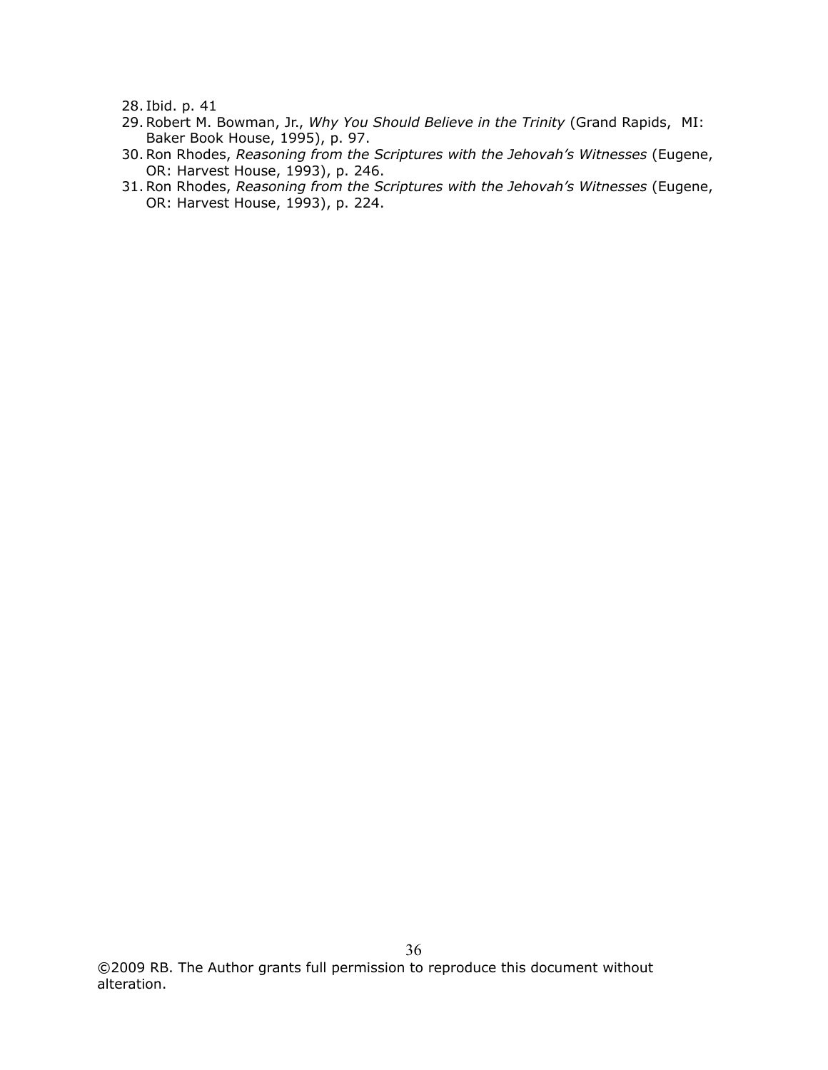28. Ibid. p. 41
29. Robert M. Bowman, Jr., *Why You Should Believe in the Trinity* (Grand Rapids, MI: Baker Book House, 1995), p. 97.
30. Ron Rhodes, *Reasoning from the Scriptures with the Jehovah's Witnesses* (Eugene, OR: Harvest House, 1993), p. 246.
31. Ron Rhodes, *Reasoning from the Scriptures with the Jehovah's Witnesses* (Eugene, OR: Harvest House, 1993), p. 224.

©2009 RB. The Author grants full permission to reproduce this document without alteration.